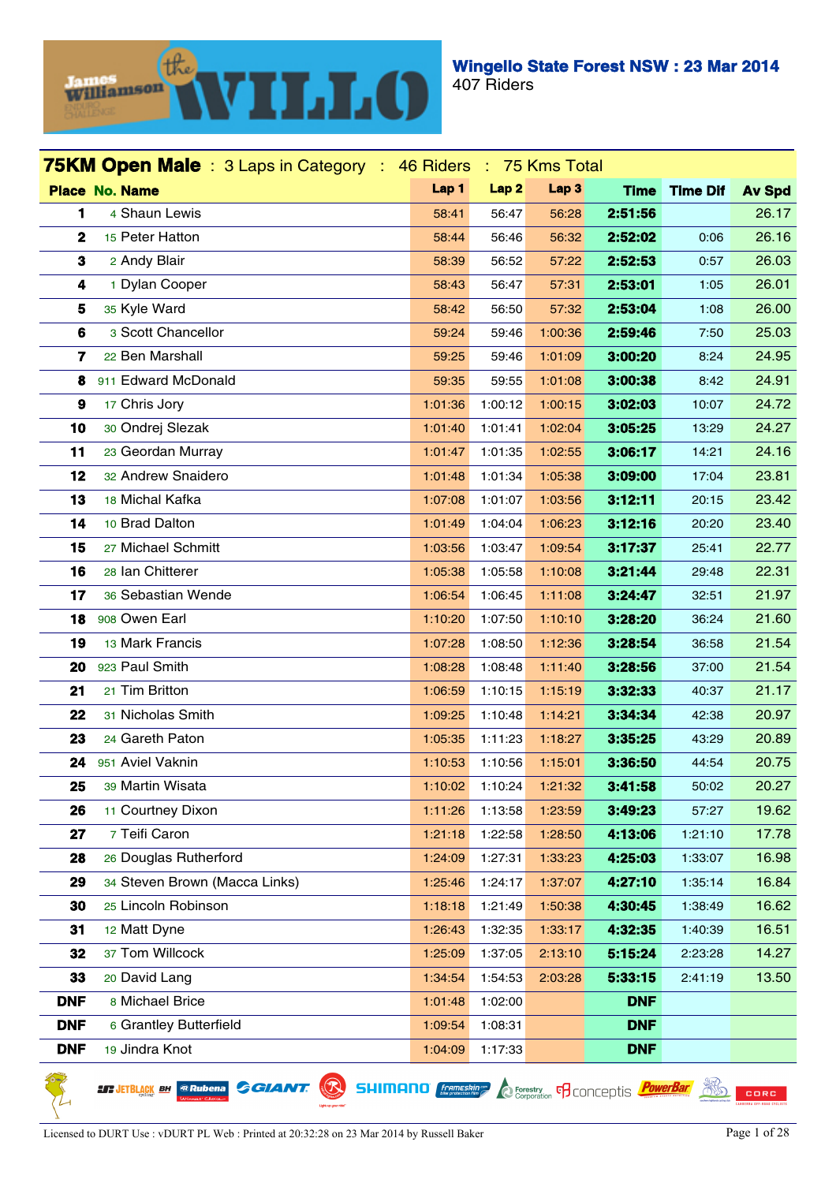# Wingello State Forest NSW : 23 Mar 2014

407 Riders

## 75KM Open Male : 3 Laps in Category : 46 Riders : 75 Kms Total

| Place | No. | Name | Lap 1 | Lap 2 | Lap 3 | Time | Time Dif | Av Spd |
|---|---|---|---|---|---|---|---|---|
| 1 | 4 | Shaun Lewis | 58:41 | 56:47 | 56:28 | 2:51:56 | | 26.17 |
| 2 | 15 | Peter Hatton | 58:44 | 56:46 | 56:32 | 2:52:02 | 0:06 | 26.16 |
| 3 | 2 | Andy Blair | 58:39 | 56:52 | 57:22 | 2:52:53 | 0:57 | 26.03 |
| 4 | 1 | Dylan Cooper | 58:43 | 56:47 | 57:31 | 2:53:01 | 1:05 | 26.01 |
| 5 | 35 | Kyle Ward | 58:42 | 56:50 | 57:32 | 2:53:04 | 1:08 | 26.00 |
| 6 | 3 | Scott Chancellor | 59:24 | 59:46 | 1:00:36 | 2:59:46 | 7:50 | 25.03 |
| 7 | 22 | Ben Marshall | 59:25 | 59:46 | 1:01:09 | 3:00:20 | 8:24 | 24.95 |
| 8 | 911 | Edward McDonald | 59:35 | 59:55 | 1:01:08 | 3:00:38 | 8:42 | 24.91 |
| 9 | 17 | Chris Jory | 1:01:36 | 1:00:12 | 1:00:15 | 3:02:03 | 10:07 | 24.72 |
| 10 | 30 | Ondrej Slezak | 1:01:40 | 1:01:41 | 1:02:04 | 3:05:25 | 13:29 | 24.27 |
| 11 | 23 | Geordan Murray | 1:01:47 | 1:01:35 | 1:02:55 | 3:06:17 | 14:21 | 24.16 |
| 12 | 32 | Andrew Snaidero | 1:01:48 | 1:01:34 | 1:05:38 | 3:09:00 | 17:04 | 23.81 |
| 13 | 18 | Michal Kafka | 1:07:08 | 1:01:07 | 1:03:56 | 3:12:11 | 20:15 | 23.42 |
| 14 | 10 | Brad Dalton | 1:01:49 | 1:04:04 | 1:06:23 | 3:12:16 | 20:20 | 23.40 |
| 15 | 27 | Michael Schmitt | 1:03:56 | 1:03:47 | 1:09:54 | 3:17:37 | 25:41 | 22.77 |
| 16 | 28 | Ian Chitterer | 1:05:38 | 1:05:58 | 1:10:08 | 3:21:44 | 29:48 | 22.31 |
| 17 | 36 | Sebastian Wende | 1:06:54 | 1:06:45 | 1:11:08 | 3:24:47 | 32:51 | 21.97 |
| 18 | 908 | Owen Earl | 1:10:20 | 1:07:50 | 1:10:10 | 3:28:20 | 36:24 | 21.60 |
| 19 | 13 | Mark Francis | 1:07:28 | 1:08:50 | 1:12:36 | 3:28:54 | 36:58 | 21.54 |
| 20 | 923 | Paul Smith | 1:08:28 | 1:08:48 | 1:11:40 | 3:28:56 | 37:00 | 21.54 |
| 21 | 21 | Tim Britton | 1:06:59 | 1:10:15 | 1:15:19 | 3:32:33 | 40:37 | 21.17 |
| 22 | 31 | Nicholas Smith | 1:09:25 | 1:10:48 | 1:14:21 | 3:34:34 | 42:38 | 20.97 |
| 23 | 24 | Gareth Paton | 1:05:35 | 1:11:23 | 1:18:27 | 3:35:25 | 43:29 | 20.89 |
| 24 | 951 | Aviel Vaknin | 1:10:53 | 1:10:56 | 1:15:01 | 3:36:50 | 44:54 | 20.75 |
| 25 | 39 | Martin Wisata | 1:10:02 | 1:10:24 | 1:21:32 | 3:41:58 | 50:02 | 20.27 |
| 26 | 11 | Courtney Dixon | 1:11:26 | 1:13:58 | 1:23:59 | 3:49:23 | 57:27 | 19.62 |
| 27 | 7 | Teifi Caron | 1:21:18 | 1:22:58 | 1:28:50 | 4:13:06 | 1:21:10 | 17.78 |
| 28 | 26 | Douglas Rutherford | 1:24:09 | 1:27:31 | 1:33:23 | 4:25:03 | 1:33:07 | 16.98 |
| 29 | 34 | Steven Brown (Macca Links) | 1:25:46 | 1:24:17 | 1:37:07 | 4:27:10 | 1:35:14 | 16.84 |
| 30 | 25 | Lincoln Robinson | 1:18:18 | 1:21:49 | 1:50:38 | 4:30:45 | 1:38:49 | 16.62 |
| 31 | 12 | Matt Dyne | 1:26:43 | 1:32:35 | 1:33:17 | 4:32:35 | 1:40:39 | 16.51 |
| 32 | 37 | Tom Willcock | 1:25:09 | 1:37:05 | 2:13:10 | 5:15:24 | 2:23:28 | 14.27 |
| 33 | 20 | David Lang | 1:34:54 | 1:54:53 | 2:03:28 | 5:33:15 | 2:41:19 | 13.50 |
| DNF | 8 | Michael Brice | 1:01:48 | 1:02:00 | | DNF | | |
| DNF | 6 | Grantley Butterfield | 1:09:54 | 1:08:31 | | DNF | | |
| DNF | 19 | Jindra Knot | 1:04:09 | 1:17:33 | | DNF | | |

Licensed to DURT Use : vDURT PL Web : Printed at 20:32:28 on 23 Mar 2014 by Russell Baker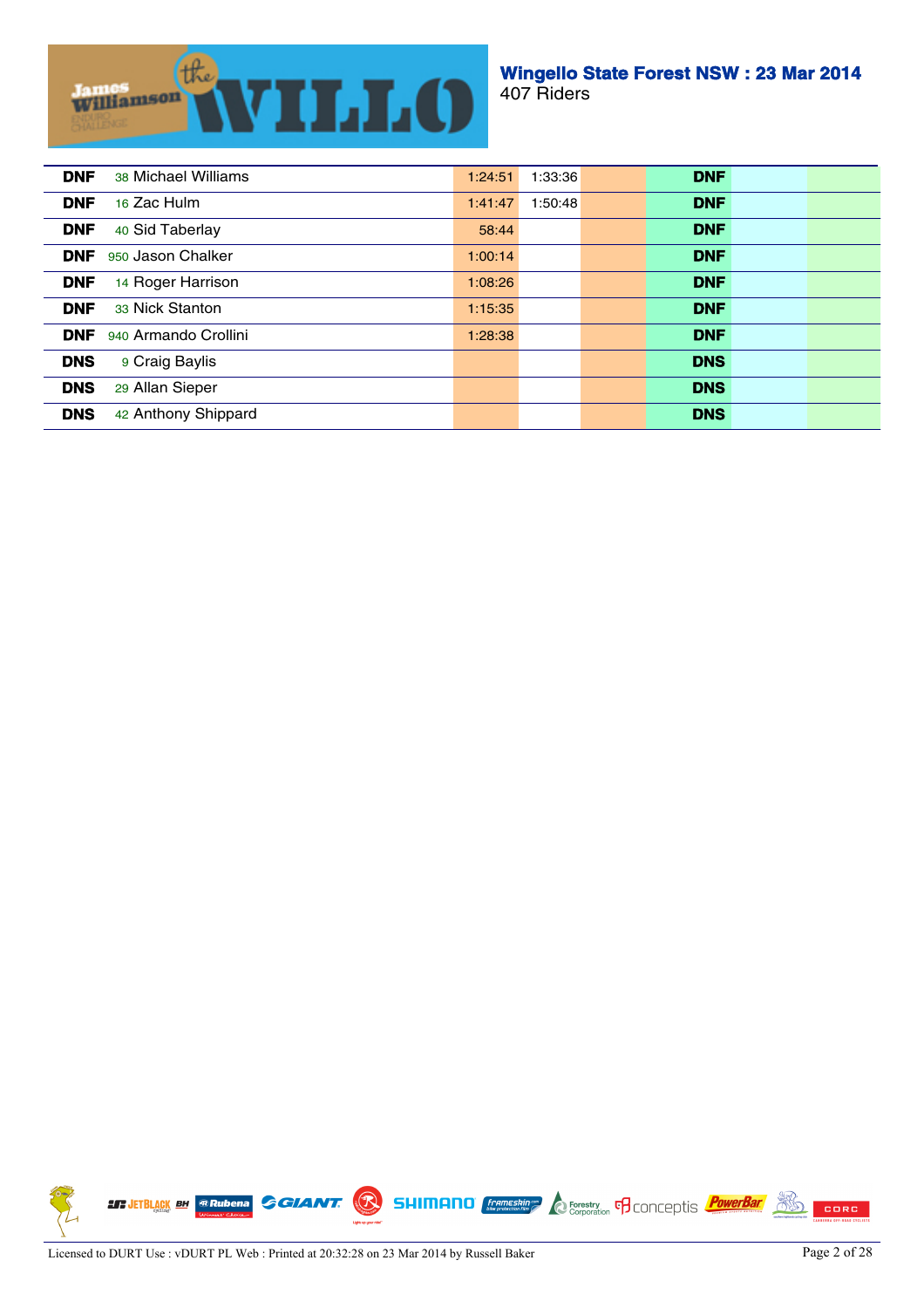## Wingello State Forest NSW : 23 Mar 2014

407 Riders

| | | | | | | | |
|---|---|---|---|---|---|---|---|
| **DNF** | 38 Michael Williams | 1:24:51 | 1:33:36 | | **DNF** | | |
| **DNF** | 16 Zac Hulm | 1:41:47 | 1:50:48 | | **DNF** | | |
| **DNF** | 40 Sid Taberlay | 58:44 | | | **DNF** | | |
| **DNF** | 950 Jason Chalker | 1:00:14 | | | **DNF** | | |
| **DNF** | 14 Roger Harrison | 1:08:26 | | | **DNF** | | |
| **DNF** | 33 Nick Stanton | 1:15:35 | | | **DNF** | | |
| **DNF** | 940 Armando Crollini | 1:28:38 | | | **DNF** | | |
| **DNS** | 9 Craig Baylis | | | | **DNS** | | |
| **DNS** | 29 Allan Sieper | | | | **DNS** | | |
| **DNS** | 42 Anthony Shippard | | | | **DNS** | | |

Licensed to DURT Use : vDURT PL Web : Printed at 20:32:28 on 23 Mar 2014 by Russell Baker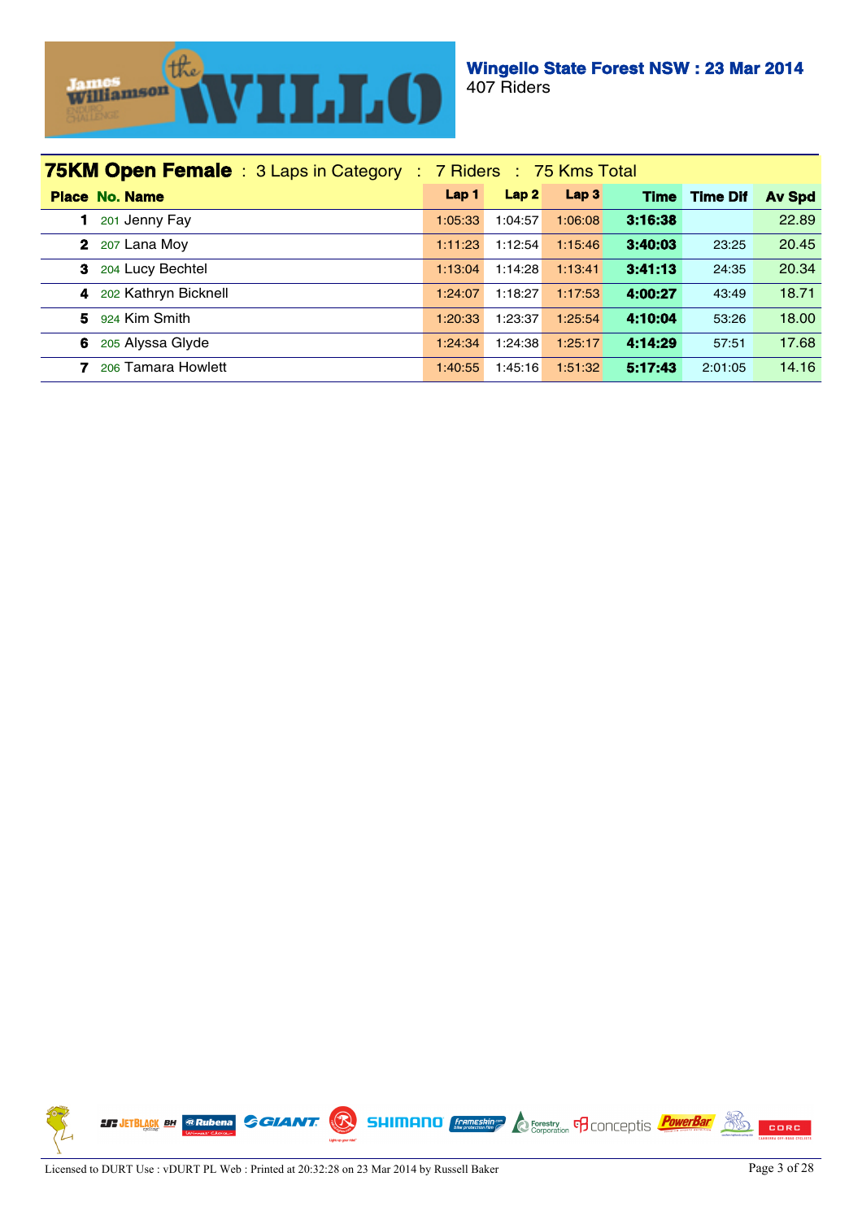**Wingello State Forest NSW : 23 Mar 2014**
407 Riders

## 75KM Open Female : 3 Laps in Category : 7 Riders : 75 Kms Total

| Place | No. | Name | Lap 1 | Lap 2 | Lap 3 | Time | Time Dif | Av Spd |
|---|---|---|---|---|---|---|---|---|
| 1 | 201 | Jenny Fay | 1:05:33 | 1:04:57 | 1:06:08 | **3:16:38** | | 22.89 |
| 2 | 207 | Lana Moy | 1:11:23 | 1:12:54 | 1:15:46 | **3:40:03** | 23:25 | 20.45 |
| 3 | 204 | Lucy Bechtel | 1:13:04 | 1:14:28 | 1:13:41 | **3:41:13** | 24:35 | 20.34 |
| 4 | 202 | Kathryn Bicknell | 1:24:07 | 1:18:27 | 1:17:53 | **4:00:27** | 43:49 | 18.71 |
| 5 | 924 | Kim Smith | 1:20:33 | 1:23:37 | 1:25:54 | **4:10:04** | 53:26 | 18.00 |
| 6 | 205 | Alyssa Glyde | 1:24:34 | 1:24:38 | 1:25:17 | **4:14:29** | 57:51 | 17.68 |
| 7 | 206 | Tamara Howlett | 1:40:55 | 1:45:16 | 1:51:32 | **5:17:43** | 2:01:05 | 14.16 |

Licensed to DURT Use : vDURT PL Web : Printed at 20:32:28 on 23 Mar 2014 by Russell Baker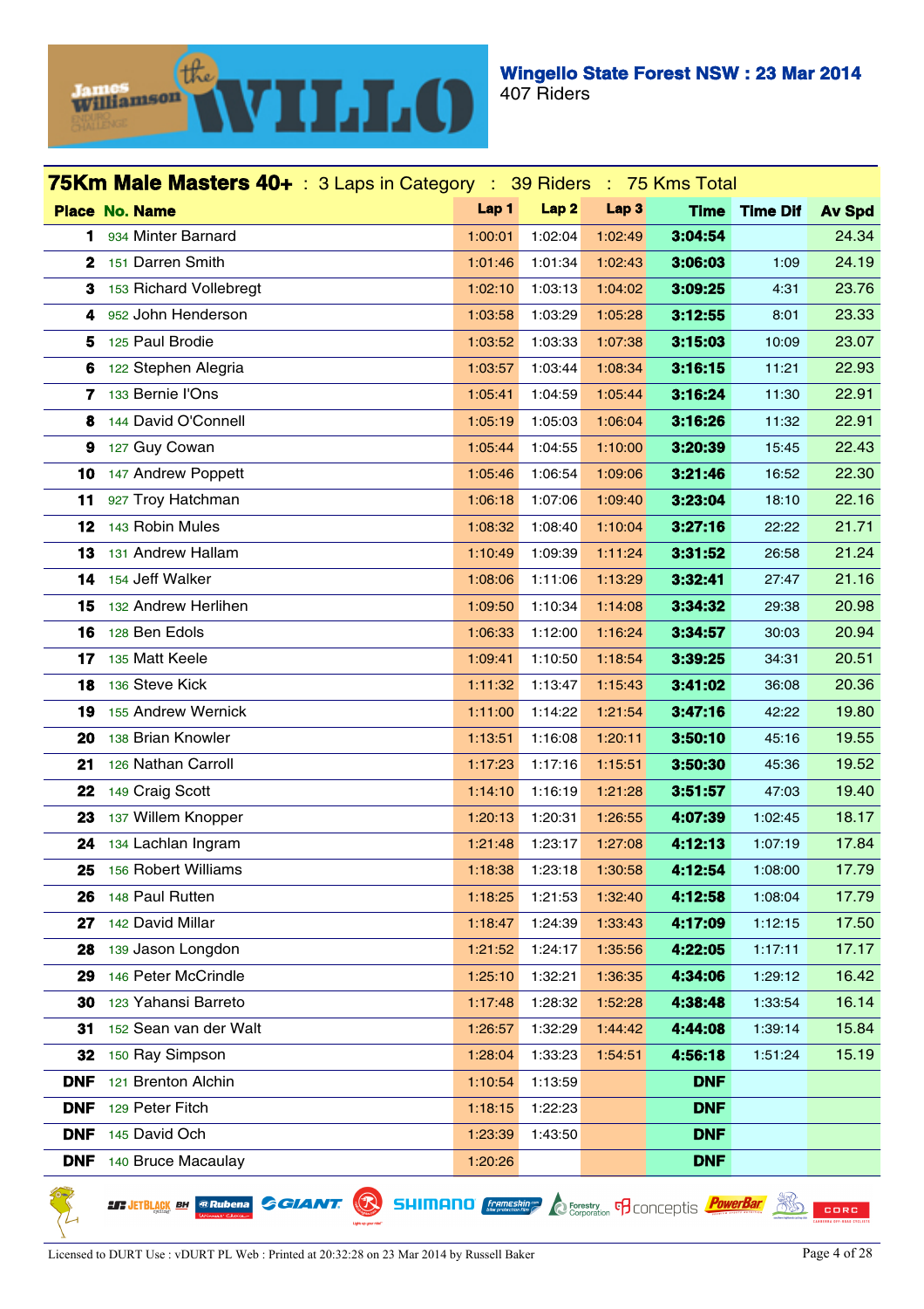# Wingello State Forest NSW : 23 Mar 2014

407 Riders

## 75Km Male Masters 40+ : 3 Laps in Category : 39 Riders : 75 Kms Total

| Place | No. | Name | Lap 1 | Lap 2 | Lap 3 | Time | Time Dif | Av Spd |
|---|---|---|---|---|---|---|---|---|
| 1 | 934 | Minter Barnard | 1:00:01 | 1:02:04 | 1:02:49 | 3:04:54 | | 24.34 |
| 2 | 151 | Darren Smith | 1:01:46 | 1:01:34 | 1:02:43 | 3:06:03 | 1:09 | 24.19 |
| 3 | 153 | Richard Vollebregt | 1:02:10 | 1:03:13 | 1:04:02 | 3:09:25 | 4:31 | 23.76 |
| 4 | 952 | John Henderson | 1:03:58 | 1:03:29 | 1:05:28 | 3:12:55 | 8:01 | 23.33 |
| 5 | 125 | Paul Brodie | 1:03:52 | 1:03:33 | 1:07:38 | 3:15:03 | 10:09 | 23.07 |
| 6 | 122 | Stephen Alegria | 1:03:57 | 1:03:44 | 1:08:34 | 3:16:15 | 11:21 | 22.93 |
| 7 | 133 | Bernie I'Ons | 1:05:41 | 1:04:59 | 1:05:44 | 3:16:24 | 11:30 | 22.91 |
| 8 | 144 | David O'Connell | 1:05:19 | 1:05:03 | 1:06:04 | 3:16:26 | 11:32 | 22.91 |
| 9 | 127 | Guy Cowan | 1:05:44 | 1:04:55 | 1:10:00 | 3:20:39 | 15:45 | 22.43 |
| 10 | 147 | Andrew Poppett | 1:05:46 | 1:06:54 | 1:09:06 | 3:21:46 | 16:52 | 22.30 |
| 11 | 927 | Troy Hatchman | 1:06:18 | 1:07:06 | 1:09:40 | 3:23:04 | 18:10 | 22.16 |
| 12 | 143 | Robin Mules | 1:08:32 | 1:08:40 | 1:10:04 | 3:27:16 | 22:22 | 21.71 |
| 13 | 131 | Andrew Hallam | 1:10:49 | 1:09:39 | 1:11:24 | 3:31:52 | 26:58 | 21.24 |
| 14 | 154 | Jeff Walker | 1:08:06 | 1:11:06 | 1:13:29 | 3:32:41 | 27:47 | 21.16 |
| 15 | 132 | Andrew Herlihen | 1:09:50 | 1:10:34 | 1:14:08 | 3:34:32 | 29:38 | 20.98 |
| 16 | 128 | Ben Edols | 1:06:33 | 1:12:00 | 1:16:24 | 3:34:57 | 30:03 | 20.94 |
| 17 | 135 | Matt Keele | 1:09:41 | 1:10:50 | 1:18:54 | 3:39:25 | 34:31 | 20.51 |
| 18 | 136 | Steve Kick | 1:11:32 | 1:13:47 | 1:15:43 | 3:41:02 | 36:08 | 20.36 |
| 19 | 155 | Andrew Wernick | 1:11:00 | 1:14:22 | 1:21:54 | 3:47:16 | 42:22 | 19.80 |
| 20 | 138 | Brian Knowler | 1:13:51 | 1:16:08 | 1:20:11 | 3:50:10 | 45:16 | 19.55 |
| 21 | 126 | Nathan Carroll | 1:17:23 | 1:17:16 | 1:15:51 | 3:50:30 | 45:36 | 19.52 |
| 22 | 149 | Craig Scott | 1:14:10 | 1:16:19 | 1:21:28 | 3:51:57 | 47:03 | 19.40 |
| 23 | 137 | Willem Knopper | 1:20:13 | 1:20:31 | 1:26:55 | 4:07:39 | 1:02:45 | 18.17 |
| 24 | 134 | Lachlan Ingram | 1:21:48 | 1:23:17 | 1:27:08 | 4:12:13 | 1:07:19 | 17.84 |
| 25 | 156 | Robert Williams | 1:18:38 | 1:23:18 | 1:30:58 | 4:12:54 | 1:08:00 | 17.79 |
| 26 | 148 | Paul Rutten | 1:18:25 | 1:21:53 | 1:32:40 | 4:12:58 | 1:08:04 | 17.79 |
| 27 | 142 | David Millar | 1:18:47 | 1:24:39 | 1:33:43 | 4:17:09 | 1:12:15 | 17.50 |
| 28 | 139 | Jason Longdon | 1:21:52 | 1:24:17 | 1:35:56 | 4:22:05 | 1:17:11 | 17.17 |
| 29 | 146 | Peter McCrindle | 1:25:10 | 1:32:21 | 1:36:35 | 4:34:06 | 1:29:12 | 16.42 |
| 30 | 123 | Yahansi Barreto | 1:17:48 | 1:28:32 | 1:52:28 | 4:38:48 | 1:33:54 | 16.14 |
| 31 | 152 | Sean van der Walt | 1:26:57 | 1:32:29 | 1:44:42 | 4:44:08 | 1:39:14 | 15.84 |
| 32 | 150 | Ray Simpson | 1:28:04 | 1:33:23 | 1:54:51 | 4:56:18 | 1:51:24 | 15.19 |
| DNF | 121 | Brenton Alchin | 1:10:54 | 1:13:59 | | DNF | | |
| DNF | 129 | Peter Fitch | 1:18:15 | 1:22:23 | | DNF | | |
| DNF | 145 | David Och | 1:23:39 | 1:43:50 | | DNF | | |
| DNF | 140 | Bruce Macaulay | 1:20:26 | | | DNF | | |

Licensed to DURT Use : vDURT PL Web : Printed at 20:32:28 on 23 Mar 2014 by Russell Baker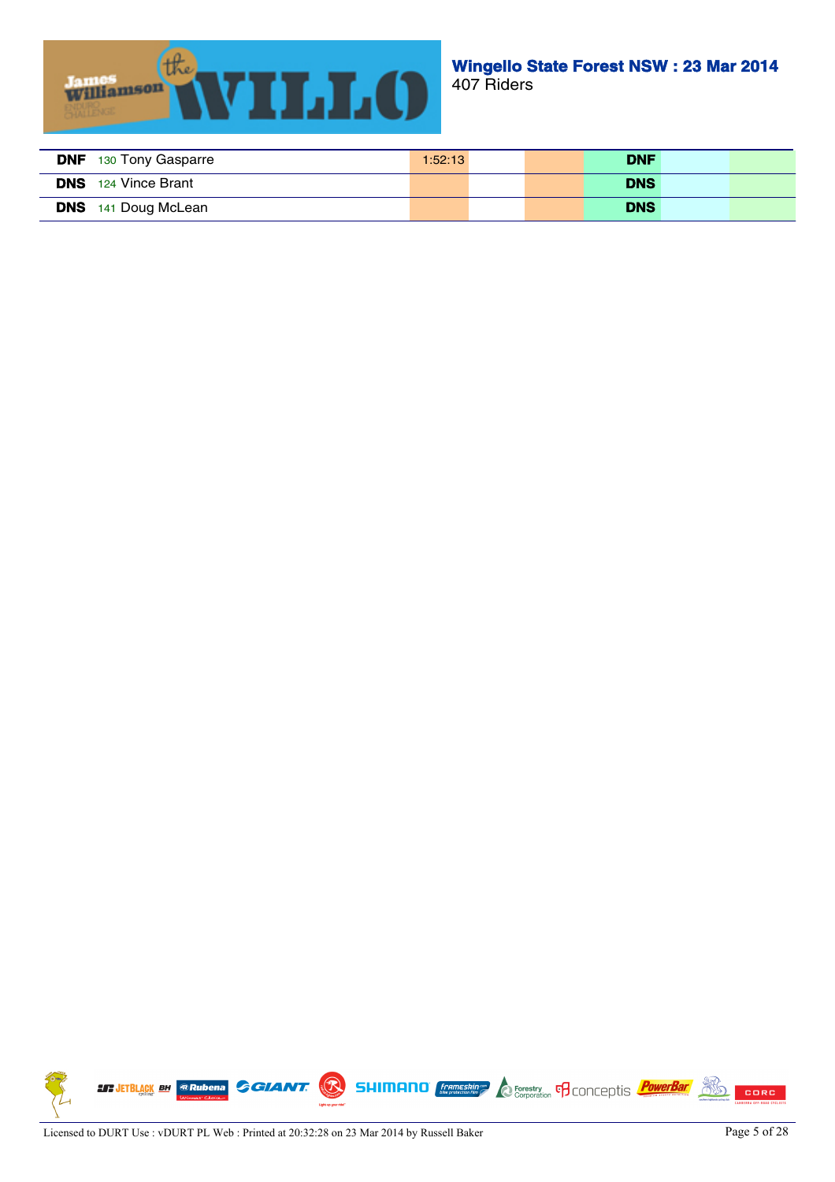**Wingello State Forest NSW : 23 Mar 2014**
407 Riders

| | | | | | | | | |
|---|---|---|---|---|---|---|---|---|
| **DNF** | 130 Tony Gasparre | 1:52:13 | | | **DNF** | | |
| **DNS** | 124 Vince Brant | | | | **DNS** | | |
| **DNS** | 141 Doug McLean | | | | **DNS** | | |

Licensed to DURT Use : vDURT PL Web : Printed at 20:32:28 on 23 Mar 2014 by Russell Baker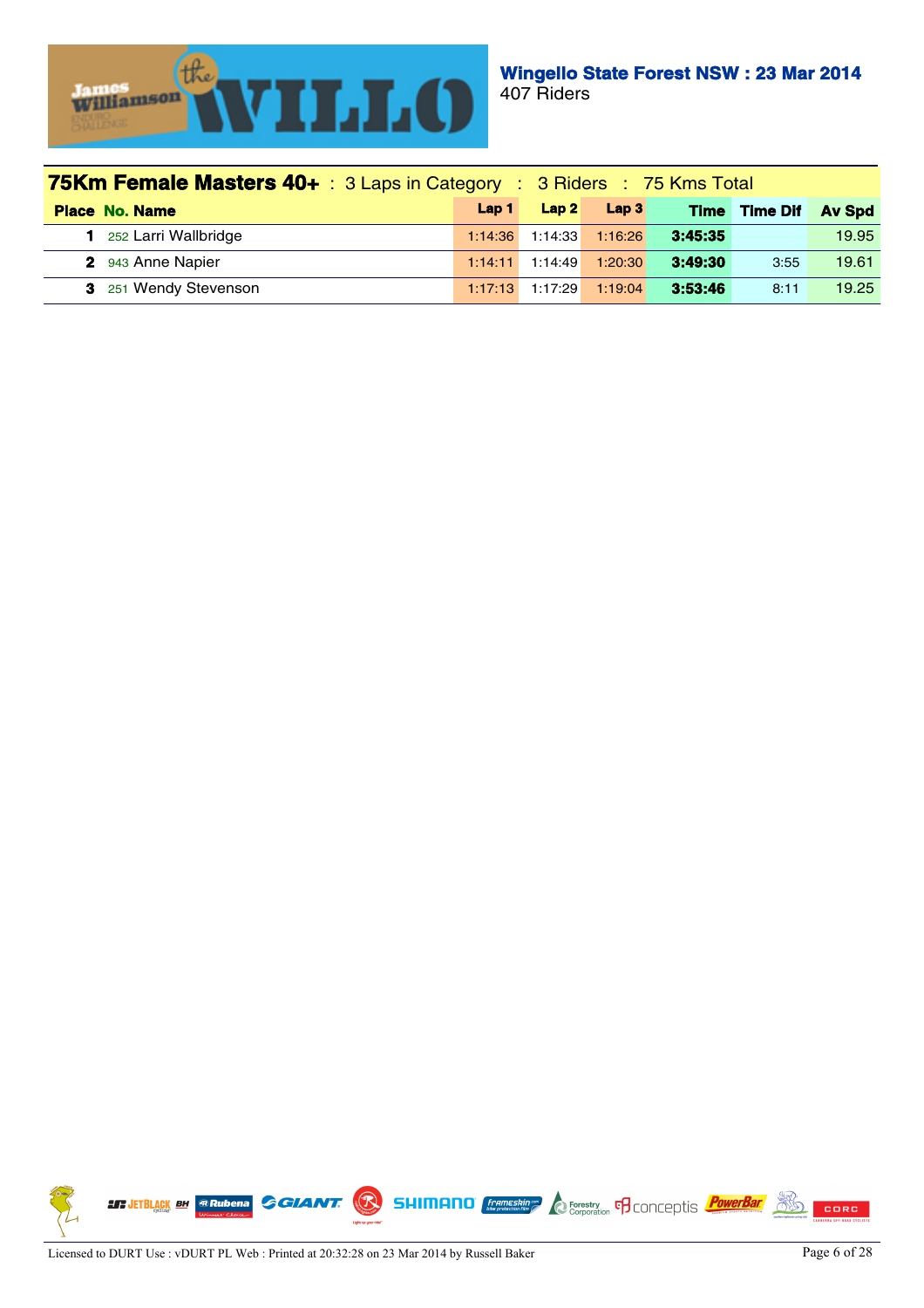**Wingello State Forest NSW : 23 Mar 2014**
407 Riders

## 75Km Female Masters 40+ : 3 Laps in Category : 3 Riders : 75 Kms Total

| Place | No. | Name | Lap 1 | Lap 2 | Lap 3 | Time | Time Dif | Av Spd |
|---|---|---|---|---|---|---|---|---|
| 1 | 252 | Larri Wallbridge | 1:14:36 | 1:14:33 | 1:16:26 | 3:45:35 | | 19.95 |
| 2 | 943 | Anne Napier | 1:14:11 | 1:14:49 | 1:20:30 | 3:49:30 | 3:55 | 19.61 |
| 3 | 251 | Wendy Stevenson | 1:17:13 | 1:17:29 | 1:19:04 | 3:53:46 | 8:11 | 19.25 |

Licensed to DURT Use : vDURT PL Web : Printed at 20:32:28 on 23 Mar 2014 by Russell Baker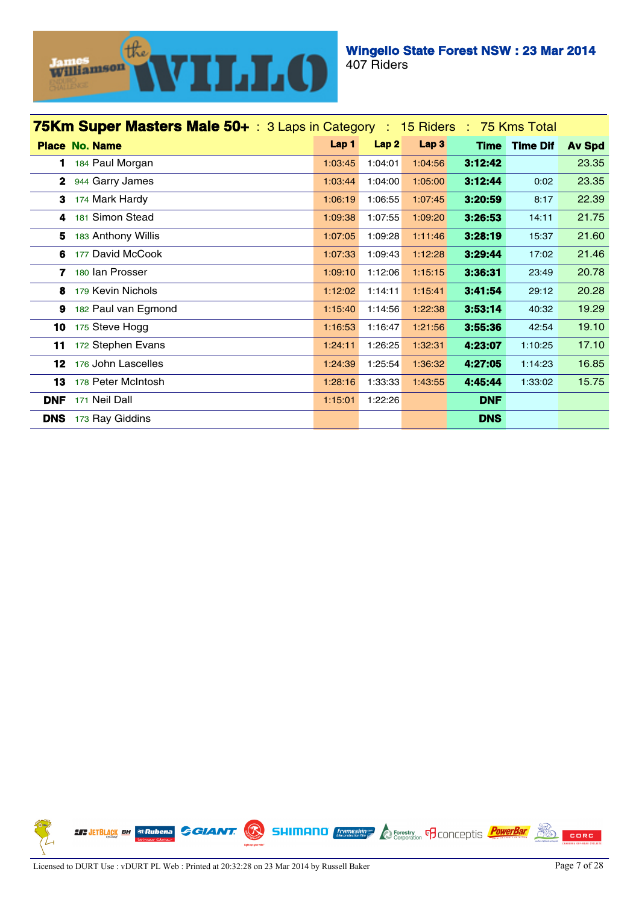**Wingello State Forest NSW : 23 Mar 2014**
407 Riders

## 75Km Super Masters Male 50+ : 3 Laps in Category : 15 Riders : 75 Kms Total

| Place | No. | Name | Lap 1 | Lap 2 | Lap 3 | Time | Time Dif | Av Spd |
|---|---|---|---|---|---|---|---|---|
| **1** | 184 | Paul Morgan | 1:03:45 | 1:04:01 | 1:04:56 | **3:12:42** | | 23.35 |
| **2** | 944 | Garry James | 1:03:44 | 1:04:00 | 1:05:00 | **3:12:44** | 0:02 | 23.35 |
| **3** | 174 | Mark Hardy | 1:06:19 | 1:06:55 | 1:07:45 | **3:20:59** | 8:17 | 22.39 |
| **4** | 181 | Simon Stead | 1:09:38 | 1:07:55 | 1:09:20 | **3:26:53** | 14:11 | 21.75 |
| **5** | 183 | Anthony Willis | 1:07:05 | 1:09:28 | 1:11:46 | **3:28:19** | 15:37 | 21.60 |
| **6** | 177 | David McCook | 1:07:33 | 1:09:43 | 1:12:28 | **3:29:44** | 17:02 | 21.46 |
| **7** | 180 | Ian Prosser | 1:09:10 | 1:12:06 | 1:15:15 | **3:36:31** | 23:49 | 20.78 |
| **8** | 179 | Kevin Nichols | 1:12:02 | 1:14:11 | 1:15:41 | **3:41:54** | 29:12 | 20.28 |
| **9** | 182 | Paul van Egmond | 1:15:40 | 1:14:56 | 1:22:38 | **3:53:14** | 40:32 | 19.29 |
| **10** | 175 | Steve Hogg | 1:16:53 | 1:16:47 | 1:21:56 | **3:55:36** | 42:54 | 19.10 |
| **11** | 172 | Stephen Evans | 1:24:11 | 1:26:25 | 1:32:31 | **4:23:07** | 1:10:25 | 17.10 |
| **12** | 176 | John Lascelles | 1:24:39 | 1:25:54 | 1:36:32 | **4:27:05** | 1:14:23 | 16.85 |
| **13** | 178 | Peter McIntosh | 1:28:16 | 1:33:33 | 1:43:55 | **4:45:44** | 1:33:02 | 15.75 |
| **DNF** | 171 | Neil Dall | 1:15:01 | 1:22:26 | | **DNF** | | |
| **DNS** | 173 | Ray Giddins | | | | **DNS** | | |

Licensed to DURT Use : vDURT PL Web : Printed at 20:32:28 on 23 Mar 2014 by Russell Baker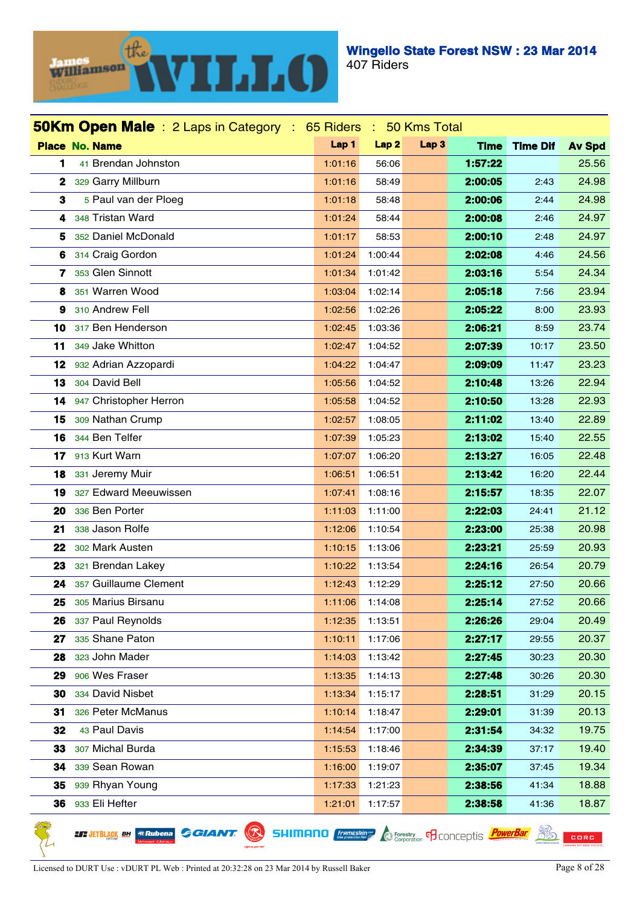**Wingello State Forest NSW : 23 Mar 2014**
407 Riders

## 50Km Open Male : 2 Laps in Category : 65 Riders : 50 Kms Total

| Place | No. | Name | Lap 1 | Lap 2 | Lap 3 | Time | Time Dif | Av Spd |
|---|---|---|---|---|---|---|---|---|
| 1 | 41 | Brendan Johnston | 1:01:16 | 56:06 | | 1:57:22 | | 25.56 |
| 2 | 329 | Garry Millburn | 1:01:16 | 58:49 | | 2:00:05 | 2:43 | 24.98 |
| 3 | 5 | Paul van der Ploeg | 1:01:18 | 58:48 | | 2:00:06 | 2:44 | 24.98 |
| 4 | 348 | Tristan Ward | 1:01:24 | 58:44 | | 2:00:08 | 2:46 | 24.97 |
| 5 | 352 | Daniel McDonald | 1:01:17 | 58:53 | | 2:00:10 | 2:48 | 24.97 |
| 6 | 314 | Craig Gordon | 1:01:24 | 1:00:44 | | 2:02:08 | 4:46 | 24.56 |
| 7 | 353 | Glen Sinnott | 1:01:34 | 1:01:42 | | 2:03:16 | 5:54 | 24.34 |
| 8 | 351 | Warren Wood | 1:03:04 | 1:02:14 | | 2:05:18 | 7:56 | 23.94 |
| 9 | 310 | Andrew Fell | 1:02:56 | 1:02:26 | | 2:05:22 | 8:00 | 23.93 |
| 10 | 317 | Ben Henderson | 1:02:45 | 1:03:36 | | 2:06:21 | 8:59 | 23.74 |
| 11 | 349 | Jake Whitton | 1:02:47 | 1:04:52 | | 2:07:39 | 10:17 | 23.50 |
| 12 | 932 | Adrian Azzopardi | 1:04:22 | 1:04:47 | | 2:09:09 | 11:47 | 23.23 |
| 13 | 304 | David Bell | 1:05:56 | 1:04:52 | | 2:10:48 | 13:26 | 22.94 |
| 14 | 947 | Christopher Herron | 1:05:58 | 1:04:52 | | 2:10:50 | 13:28 | 22.93 |
| 15 | 309 | Nathan Crump | 1:02:57 | 1:08:05 | | 2:11:02 | 13:40 | 22.89 |
| 16 | 344 | Ben Telfer | 1:07:39 | 1:05:23 | | 2:13:02 | 15:40 | 22.55 |
| 17 | 913 | Kurt Warn | 1:07:07 | 1:06:20 | | 2:13:27 | 16:05 | 22.48 |
| 18 | 331 | Jeremy Muir | 1:06:51 | 1:06:51 | | 2:13:42 | 16:20 | 22.44 |
| 19 | 327 | Edward Meeuwissen | 1:07:41 | 1:08:16 | | 2:15:57 | 18:35 | 22.07 |
| 20 | 336 | Ben Porter | 1:11:03 | 1:11:00 | | 2:22:03 | 24:41 | 21.12 |
| 21 | 338 | Jason Rolfe | 1:12:06 | 1:10:54 | | 2:23:00 | 25:38 | 20.98 |
| 22 | 302 | Mark Austen | 1:10:15 | 1:13:06 | | 2:23:21 | 25:59 | 20.93 |
| 23 | 321 | Brendan Lakey | 1:10:22 | 1:13:54 | | 2:24:16 | 26:54 | 20.79 |
| 24 | 357 | Guillaume Clement | 1:12:43 | 1:12:29 | | 2:25:12 | 27:50 | 20.66 |
| 25 | 305 | Marius Birsanu | 1:11:06 | 1:14:08 | | 2:25:14 | 27:52 | 20.66 |
| 26 | 337 | Paul Reynolds | 1:12:35 | 1:13:51 | | 2:26:26 | 29:04 | 20.49 |
| 27 | 335 | Shane Paton | 1:10:11 | 1:17:06 | | 2:27:17 | 29:55 | 20.37 |
| 28 | 323 | John Mader | 1:14:03 | 1:13:42 | | 2:27:45 | 30:23 | 20.30 |
| 29 | 906 | Wes Fraser | 1:13:35 | 1:14:13 | | 2:27:48 | 30:26 | 20.30 |
| 30 | 334 | David Nisbet | 1:13:34 | 1:15:17 | | 2:28:51 | 31:29 | 20.15 |
| 31 | 326 | Peter McManus | 1:10:14 | 1:18:47 | | 2:29:01 | 31:39 | 20.13 |
| 32 | 43 | Paul Davis | 1:14:54 | 1:17:00 | | 2:31:54 | 34:32 | 19.75 |
| 33 | 307 | Michal Burda | 1:15:53 | 1:18:46 | | 2:34:39 | 37:17 | 19.40 |
| 34 | 339 | Sean Rowan | 1:16:00 | 1:19:07 | | 2:35:07 | 37:45 | 19.34 |
| 35 | 939 | Rhyan Young | 1:17:33 | 1:21:23 | | 2:38:56 | 41:34 | 18.88 |
| 36 | 933 | Eli Hefter | 1:21:01 | 1:17:57 | | 2:38:58 | 41:36 | 18.87 |

Licensed to DURT Use : vDURT PL Web : Printed at 20:32:28 on 23 Mar 2014 by Russell Baker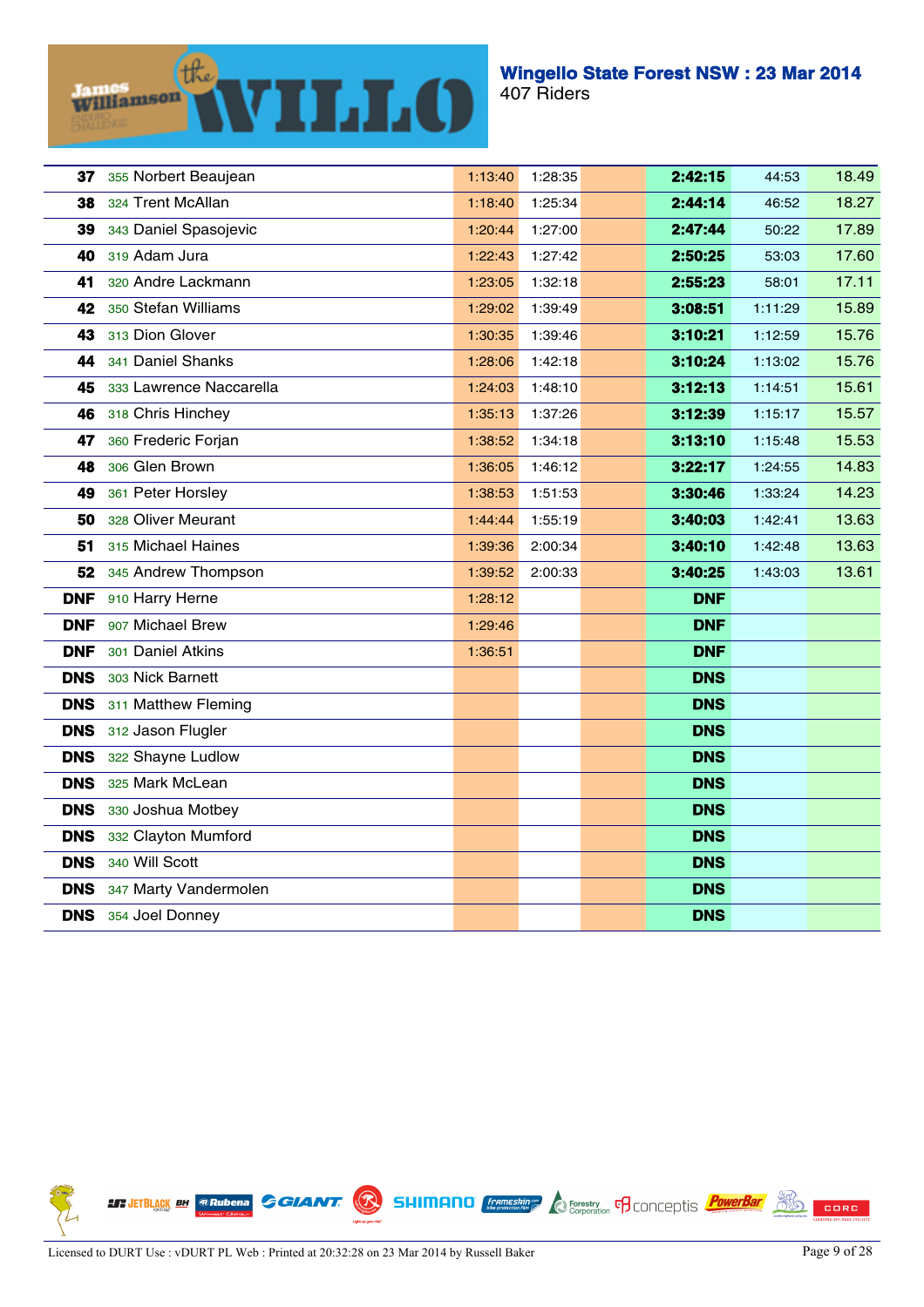## Wingello State Forest NSW : 23 Mar 2014

407 Riders

| | | | | | | | |
|---|---|---|---|---|---|---|---|
| **37** | 355 Norbert Beaujean | 1:13:40 | 1:28:35 | | **2:42:15** | 44:53 | 18.49 |
| **38** | 324 Trent McAllan | 1:18:40 | 1:25:34 | | **2:44:14** | 46:52 | 18.27 |
| **39** | 343 Daniel Spasojevic | 1:20:44 | 1:27:00 | | **2:47:44** | 50:22 | 17.89 |
| **40** | 319 Adam Jura | 1:22:43 | 1:27:42 | | **2:50:25** | 53:03 | 17.60 |
| **41** | 320 Andre Lackmann | 1:23:05 | 1:32:18 | | **2:55:23** | 58:01 | 17.11 |
| **42** | 350 Stefan Williams | 1:29:02 | 1:39:49 | | **3:08:51** | 1:11:29 | 15.89 |
| **43** | 313 Dion Glover | 1:30:35 | 1:39:46 | | **3:10:21** | 1:12:59 | 15.76 |
| **44** | 341 Daniel Shanks | 1:28:06 | 1:42:18 | | **3:10:24** | 1:13:02 | 15.76 |
| **45** | 333 Lawrence Naccarella | 1:24:03 | 1:48:10 | | **3:12:13** | 1:14:51 | 15.61 |
| **46** | 318 Chris Hinchey | 1:35:13 | 1:37:26 | | **3:12:39** | 1:15:17 | 15.57 |
| **47** | 360 Frederic Forjan | 1:38:52 | 1:34:18 | | **3:13:10** | 1:15:48 | 15.53 |
| **48** | 306 Glen Brown | 1:36:05 | 1:46:12 | | **3:22:17** | 1:24:55 | 14.83 |
| **49** | 361 Peter Horsley | 1:38:53 | 1:51:53 | | **3:30:46** | 1:33:24 | 14.23 |
| **50** | 328 Oliver Meurant | 1:44:44 | 1:55:19 | | **3:40:03** | 1:42:41 | 13.63 |
| **51** | 315 Michael Haines | 1:39:36 | 2:00:34 | | **3:40:10** | 1:42:48 | 13.63 |
| **52** | 345 Andrew Thompson | 1:39:52 | 2:00:33 | | **3:40:25** | 1:43:03 | 13.61 |
| **DNF** | 910 Harry Herne | 1:28:12 | | | **DNF** | | |
| **DNF** | 907 Michael Brew | 1:29:46 | | | **DNF** | | |
| **DNF** | 301 Daniel Atkins | 1:36:51 | | | **DNF** | | |
| **DNS** | 303 Nick Barnett | | | | **DNS** | | |
| **DNS** | 311 Matthew Fleming | | | | **DNS** | | |
| **DNS** | 312 Jason Flugler | | | | **DNS** | | |
| **DNS** | 322 Shayne Ludlow | | | | **DNS** | | |
| **DNS** | 325 Mark McLean | | | | **DNS** | | |
| **DNS** | 330 Joshua Motbey | | | | **DNS** | | |
| **DNS** | 332 Clayton Mumford | | | | **DNS** | | |
| **DNS** | 340 Will Scott | | | | **DNS** | | |
| **DNS** | 347 Marty Vandermolen | | | | **DNS** | | |
| **DNS** | 354 Joel Donney | | | | **DNS** | | |

Licensed to DURT Use : vDURT PL Web : Printed at 20:32:28 on 23 Mar 2014 by Russell Baker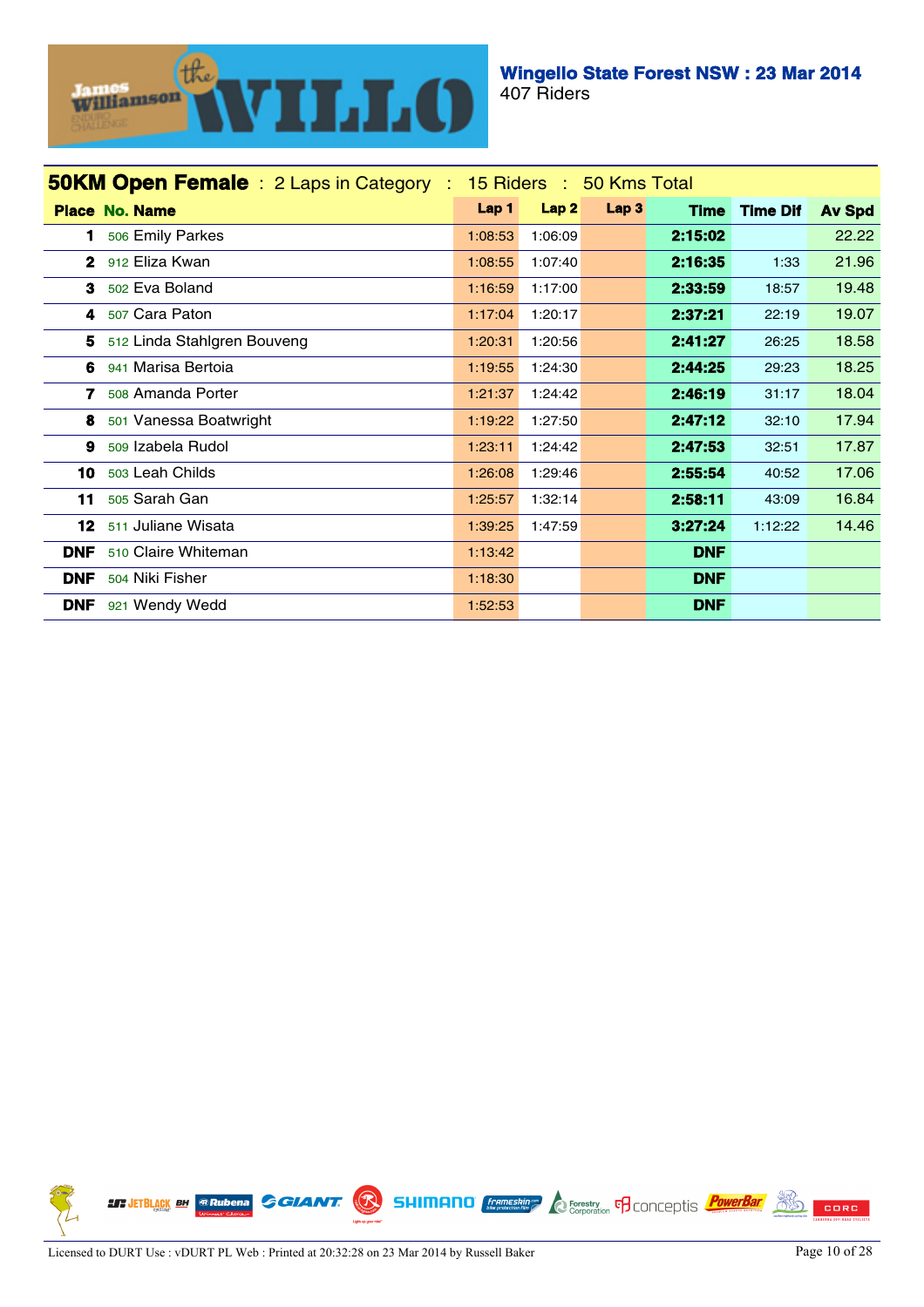**Wingello State Forest NSW : 23 Mar 2014**
407 Riders

## 50KM Open Female : 2 Laps in Category : 15 Riders : 50 Kms Total

| Place | No. | Name | Lap 1 | Lap 2 | Lap 3 | Time | Time Dif | Av Spd |
|---|---|---|---|---|---|---|---|---|
| 1 | 506 | Emily Parkes | 1:08:53 | 1:06:09 | | 2:15:02 | | 22.22 |
| 2 | 912 | Eliza Kwan | 1:08:55 | 1:07:40 | | 2:16:35 | 1:33 | 21.96 |
| 3 | 502 | Eva Boland | 1:16:59 | 1:17:00 | | 2:33:59 | 18:57 | 19.48 |
| 4 | 507 | Cara Paton | 1:17:04 | 1:20:17 | | 2:37:21 | 22:19 | 19.07 |
| 5 | 512 | Linda Stahlgren Bouveng | 1:20:31 | 1:20:56 | | 2:41:27 | 26:25 | 18.58 |
| 6 | 941 | Marisa Bertoia | 1:19:55 | 1:24:30 | | 2:44:25 | 29:23 | 18.25 |
| 7 | 508 | Amanda Porter | 1:21:37 | 1:24:42 | | 2:46:19 | 31:17 | 18.04 |
| 8 | 501 | Vanessa Boatwright | 1:19:22 | 1:27:50 | | 2:47:12 | 32:10 | 17.94 |
| 9 | 509 | Izabela Rudol | 1:23:11 | 1:24:42 | | 2:47:53 | 32:51 | 17.87 |
| 10 | 503 | Leah Childs | 1:26:08 | 1:29:46 | | 2:55:54 | 40:52 | 17.06 |
| 11 | 505 | Sarah Gan | 1:25:57 | 1:32:14 | | 2:58:11 | 43:09 | 16.84 |
| 12 | 511 | Juliane Wisata | 1:39:25 | 1:47:59 | | 3:27:24 | 1:12:22 | 14.46 |
| DNF | 510 | Claire Whiteman | 1:13:42 | | | DNF | | |
| DNF | 504 | Niki Fisher | 1:18:30 | | | DNF | | |
| DNF | 921 | Wendy Wedd | 1:52:53 | | | DNF | | |

Licensed to DURT Use : vDURT PL Web : Printed at 20:32:28 on 23 Mar 2014 by Russell Baker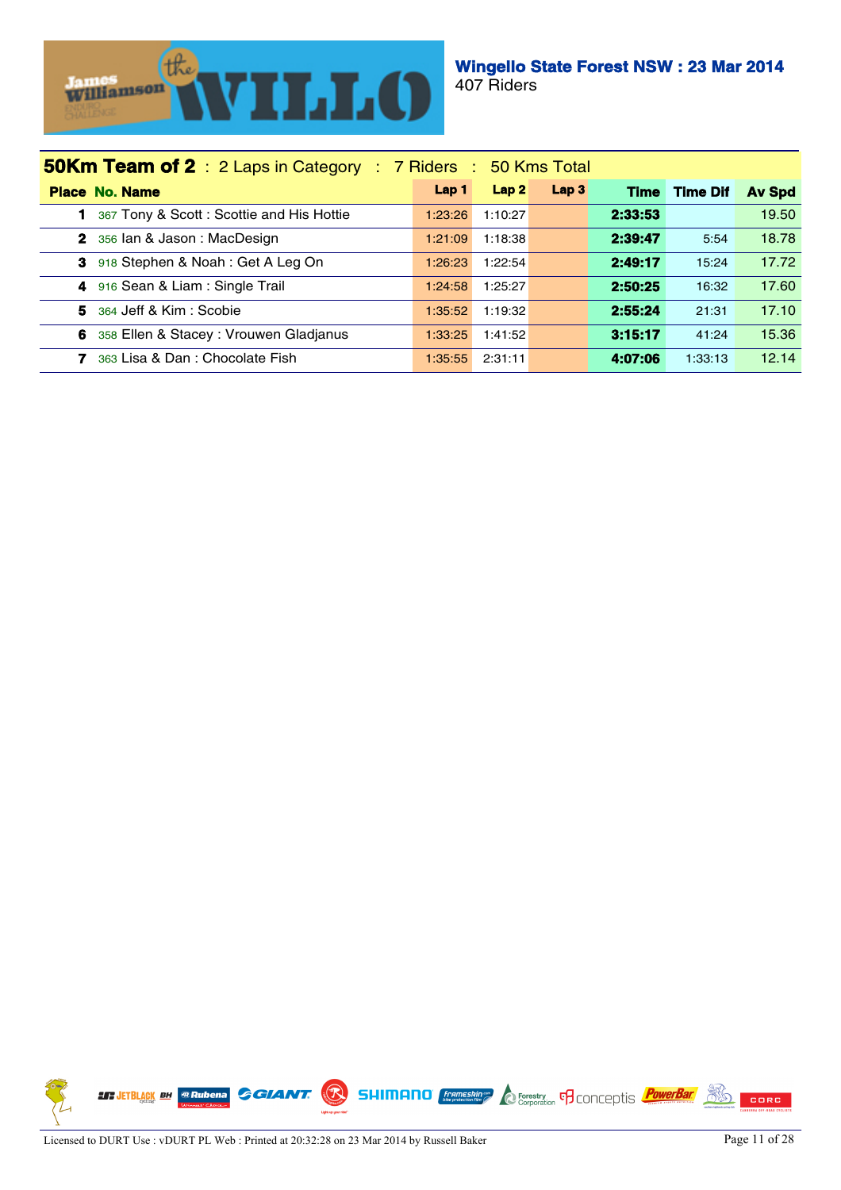**Wingello State Forest NSW : 23 Mar 2014**
407 Riders

## 50Km Team of 2 : 2 Laps in Category : 7 Riders : 50 Kms Total

| Place | No. | Name | Lap 1 | Lap 2 | Lap 3 | Time | Time Dif | Av Spd |
|---|---|---|---|---|---|---|---|---|
| 1 | 367 | Tony & Scott : Scottie and His Hottie | 1:23:26 | 1:10:27 | | **2:33:53** | | 19.50 |
| 2 | 356 | Ian & Jason : MacDesign | 1:21:09 | 1:18:38 | | **2:39:47** | 5:54 | 18.78 |
| 3 | 918 | Stephen & Noah : Get A Leg On | 1:26:23 | 1:22:54 | | **2:49:17** | 15:24 | 17.72 |
| 4 | 916 | Sean & Liam : Single Trail | 1:24:58 | 1:25:27 | | **2:50:25** | 16:32 | 17.60 |
| 5 | 364 | Jeff & Kim : Scobie | 1:35:52 | 1:19:32 | | **2:55:24** | 21:31 | 17.10 |
| 6 | 358 | Ellen & Stacey : Vrouwen Gladjanus | 1:33:25 | 1:41:52 | | **3:15:17** | 41:24 | 15.36 |
| 7 | 363 | Lisa & Dan : Chocolate Fish | 1:35:55 | 2:31:11 | | **4:07:06** | 1:33:13 | 12.14 |

Licensed to DURT Use : vDURT PL Web : Printed at 20:32:28 on 23 Mar 2014 by Russell Baker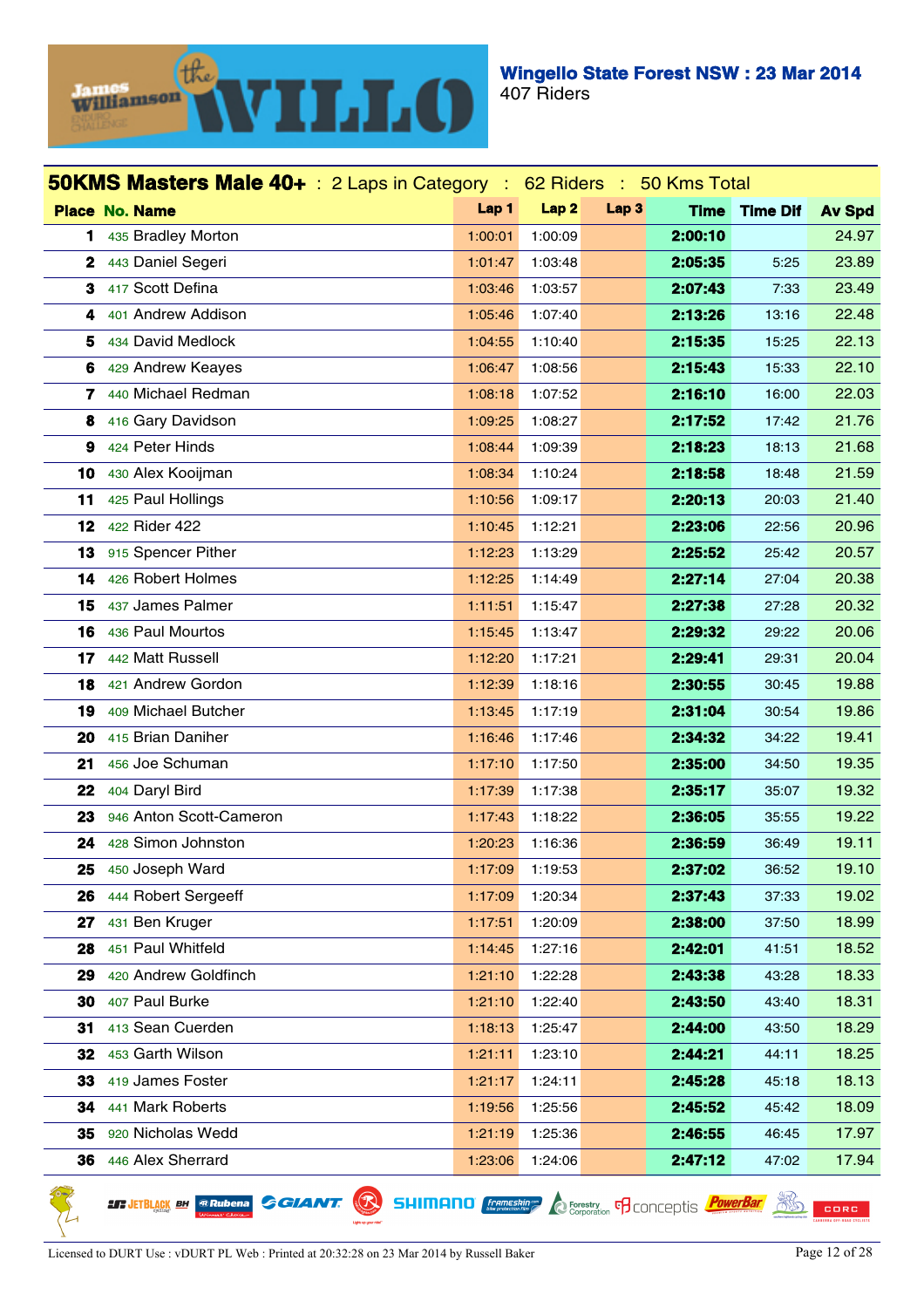# Wingello State Forest NSW : 23 Mar 2014

407 Riders

## 50KMS Masters Male 40+ : 2 Laps in Category : 62 Riders : 50 Kms Total

| Place | No. | Name | Lap 1 | Lap 2 | Lap 3 | Time | Time Dif | Av Spd |
|---|---|---|---|---|---|---|---|---|
| 1 | 435 | Bradley Morton | 1:00:01 | 1:00:09 | | 2:00:10 | | 24.97 |
| 2 | 443 | Daniel Segeri | 1:01:47 | 1:03:48 | | 2:05:35 | 5:25 | 23.89 |
| 3 | 417 | Scott Defina | 1:03:46 | 1:03:57 | | 2:07:43 | 7:33 | 23.49 |
| 4 | 401 | Andrew Addison | 1:05:46 | 1:07:40 | | 2:13:26 | 13:16 | 22.48 |
| 5 | 434 | David Medlock | 1:04:55 | 1:10:40 | | 2:15:35 | 15:25 | 22.13 |
| 6 | 429 | Andrew Keayes | 1:06:47 | 1:08:56 | | 2:15:43 | 15:33 | 22.10 |
| 7 | 440 | Michael Redman | 1:08:18 | 1:07:52 | | 2:16:10 | 16:00 | 22.03 |
| 8 | 416 | Gary Davidson | 1:09:25 | 1:08:27 | | 2:17:52 | 17:42 | 21.76 |
| 9 | 424 | Peter Hinds | 1:08:44 | 1:09:39 | | 2:18:23 | 18:13 | 21.68 |
| 10 | 430 | Alex Kooijman | 1:08:34 | 1:10:24 | | 2:18:58 | 18:48 | 21.59 |
| 11 | 425 | Paul Hollings | 1:10:56 | 1:09:17 | | 2:20:13 | 20:03 | 21.40 |
| 12 | 422 | Rider 422 | 1:10:45 | 1:12:21 | | 2:23:06 | 22:56 | 20.96 |
| 13 | 915 | Spencer Pither | 1:12:23 | 1:13:29 | | 2:25:52 | 25:42 | 20.57 |
| 14 | 426 | Robert Holmes | 1:12:25 | 1:14:49 | | 2:27:14 | 27:04 | 20.38 |
| 15 | 437 | James Palmer | 1:11:51 | 1:15:47 | | 2:27:38 | 27:28 | 20.32 |
| 16 | 436 | Paul Mourtos | 1:15:45 | 1:13:47 | | 2:29:32 | 29:22 | 20.06 |
| 17 | 442 | Matt Russell | 1:12:20 | 1:17:21 | | 2:29:41 | 29:31 | 20.04 |
| 18 | 421 | Andrew Gordon | 1:12:39 | 1:18:16 | | 2:30:55 | 30:45 | 19.88 |
| 19 | 409 | Michael Butcher | 1:13:45 | 1:17:19 | | 2:31:04 | 30:54 | 19.86 |
| 20 | 415 | Brian Daniher | 1:16:46 | 1:17:46 | | 2:34:32 | 34:22 | 19.41 |
| 21 | 456 | Joe Schuman | 1:17:10 | 1:17:50 | | 2:35:00 | 34:50 | 19.35 |
| 22 | 404 | Daryl Bird | 1:17:39 | 1:17:38 | | 2:35:17 | 35:07 | 19.32 |
| 23 | 946 | Anton Scott-Cameron | 1:17:43 | 1:18:22 | | 2:36:05 | 35:55 | 19.22 |
| 24 | 428 | Simon Johnston | 1:20:23 | 1:16:36 | | 2:36:59 | 36:49 | 19.11 |
| 25 | 450 | Joseph Ward | 1:17:09 | 1:19:53 | | 2:37:02 | 36:52 | 19.10 |
| 26 | 444 | Robert Sergeeff | 1:17:09 | 1:20:34 | | 2:37:43 | 37:33 | 19.02 |
| 27 | 431 | Ben Kruger | 1:17:51 | 1:20:09 | | 2:38:00 | 37:50 | 18.99 |
| 28 | 451 | Paul Whitfeld | 1:14:45 | 1:27:16 | | 2:42:01 | 41:51 | 18.52 |
| 29 | 420 | Andrew Goldfinch | 1:21:10 | 1:22:28 | | 2:43:38 | 43:28 | 18.33 |
| 30 | 407 | Paul Burke | 1:21:10 | 1:22:40 | | 2:43:50 | 43:40 | 18.31 |
| 31 | 413 | Sean Cuerden | 1:18:13 | 1:25:47 | | 2:44:00 | 43:50 | 18.29 |
| 32 | 453 | Garth Wilson | 1:21:11 | 1:23:10 | | 2:44:21 | 44:11 | 18.25 |
| 33 | 419 | James Foster | 1:21:17 | 1:24:11 | | 2:45:28 | 45:18 | 18.13 |
| 34 | 441 | Mark Roberts | 1:19:56 | 1:25:56 | | 2:45:52 | 45:42 | 18.09 |
| 35 | 920 | Nicholas Wedd | 1:21:19 | 1:25:36 | | 2:46:55 | 46:45 | 17.97 |
| 36 | 446 | Alex Sherrard | 1:23:06 | 1:24:06 | | 2:47:12 | 47:02 | 17.94 |

Licensed to DURT Use : vDURT PL Web : Printed at 20:32:28 on 23 Mar 2014 by Russell Baker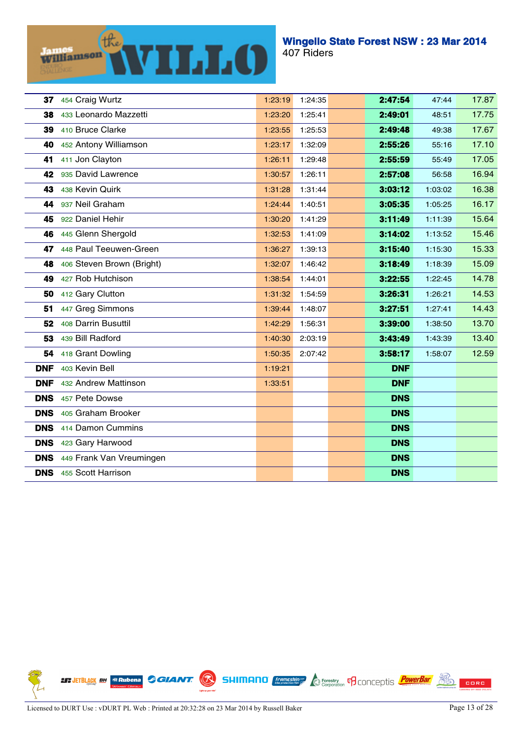## Wingello State Forest NSW : 23 Mar 2014
407 Riders

| Pos | No. | Name | Lap 1 | Lap 2 | | Total | Behind | Speed |
|---|---|---|---|---|---|---|---|---|
| **37** | 454 | Craig Wurtz | 1:23:19 | 1:24:35 | | **2:47:54** | 47:44 | 17.87 |
| **38** | 433 | Leonardo Mazzetti | 1:23:20 | 1:25:41 | | **2:49:01** | 48:51 | 17.75 |
| **39** | 410 | Bruce Clarke | 1:23:55 | 1:25:53 | | **2:49:48** | 49:38 | 17.67 |
| **40** | 452 | Antony Williamson | 1:23:17 | 1:32:09 | | **2:55:26** | 55:16 | 17.10 |
| **41** | 411 | Jon Clayton | 1:26:11 | 1:29:48 | | **2:55:59** | 55:49 | 17.05 |
| **42** | 935 | David Lawrence | 1:30:57 | 1:26:11 | | **2:57:08** | 56:58 | 16.94 |
| **43** | 438 | Kevin Quirk | 1:31:28 | 1:31:44 | | **3:03:12** | 1:03:02 | 16.38 |
| **44** | 937 | Neil Graham | 1:24:44 | 1:40:51 | | **3:05:35** | 1:05:25 | 16.17 |
| **45** | 922 | Daniel Hehir | 1:30:20 | 1:41:29 | | **3:11:49** | 1:11:39 | 15.64 |
| **46** | 445 | Glenn Shergold | 1:32:53 | 1:41:09 | | **3:14:02** | 1:13:52 | 15.46 |
| **47** | 448 | Paul Teeuwen-Green | 1:36:27 | 1:39:13 | | **3:15:40** | 1:15:30 | 15.33 |
| **48** | 406 | Steven Brown (Bright) | 1:32:07 | 1:46:42 | | **3:18:49** | 1:18:39 | 15.09 |
| **49** | 427 | Rob Hutchison | 1:38:54 | 1:44:01 | | **3:22:55** | 1:22:45 | 14.78 |
| **50** | 412 | Gary Clutton | 1:31:32 | 1:54:59 | | **3:26:31** | 1:26:21 | 14.53 |
| **51** | 447 | Greg Simmons | 1:39:44 | 1:48:07 | | **3:27:51** | 1:27:41 | 14.43 |
| **52** | 408 | Darrin Busuttil | 1:42:29 | 1:56:31 | | **3:39:00** | 1:38:50 | 13.70 |
| **53** | 439 | Bill Radford | 1:40:30 | 2:03:19 | | **3:43:49** | 1:43:39 | 13.40 |
| **54** | 418 | Grant Dowling | 1:50:35 | 2:07:42 | | **3:58:17** | 1:58:07 | 12.59 |
| **DNF** | 403 | Kevin Bell | 1:19:21 | | | **DNF** | | |
| **DNF** | 432 | Andrew Mattinson | 1:33:51 | | | **DNF** | | |
| **DNS** | 457 | Pete Dowse | | | | **DNS** | | |
| **DNS** | 405 | Graham Brooker | | | | **DNS** | | |
| **DNS** | 414 | Damon Cummins | | | | **DNS** | | |
| **DNS** | 423 | Gary Harwood | | | | **DNS** | | |
| **DNS** | 449 | Frank Van Vreumingen | | | | **DNS** | | |
| **DNS** | 455 | Scott Harrison | | | | **DNS** | | |

Licensed to DURT Use : vDURT PL Web : Printed at 20:32:28 on 23 Mar 2014 by Russell Baker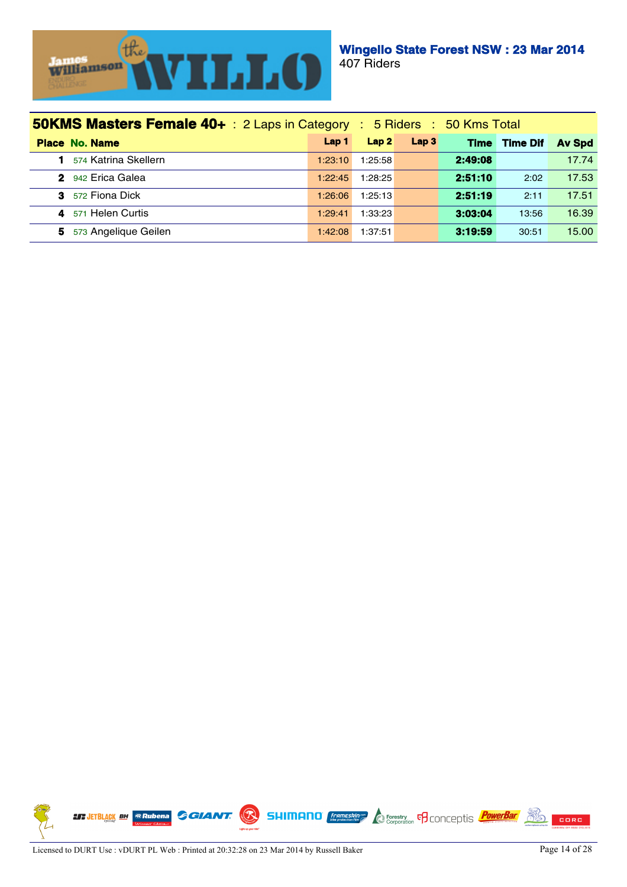**Wingello State Forest NSW : 23 Mar 2014**
407 Riders

## 50KMS Masters Female 40+ : 2 Laps in Category : 5 Riders : 50 Kms Total

| Place | No. | Name | Lap 1 | Lap 2 | Lap 3 | Time | Time Dif | Av Spd |
|---|---|---|---|---|---|---|---|---|
| 1 | 574 | Katrina Skellern | 1:23:10 | 1:25:58 | | **2:49:08** | | 17.74 |
| 2 | 942 | Erica Galea | 1:22:45 | 1:28:25 | | **2:51:10** | 2:02 | 17.53 |
| 3 | 572 | Fiona Dick | 1:26:06 | 1:25:13 | | **2:51:19** | 2:11 | 17.51 |
| 4 | 571 | Helen Curtis | 1:29:41 | 1:33:23 | | **3:03:04** | 13:56 | 16.39 |
| 5 | 573 | Angelique Geilen | 1:42:08 | 1:37:51 | | **3:19:59** | 30:51 | 15.00 |

Licensed to DURT Use : vDURT PL Web : Printed at 20:32:28 on 23 Mar 2014 by Russell Baker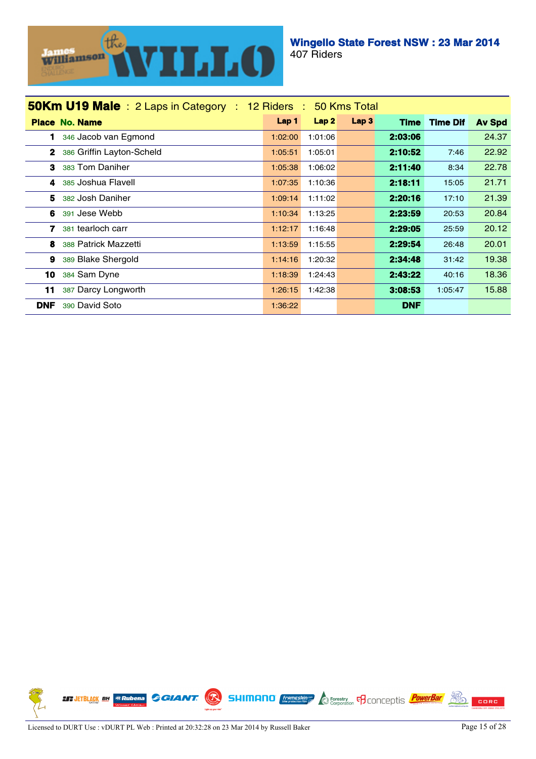## Wingello State Forest NSW : 23 Mar 2014

407 Riders

### 50Km U19 Male : 2 Laps in Category : 12 Riders : 50 Kms Total

| Place | No. | Name | Lap 1 | Lap 2 | Lap 3 | Time | Time Dif | Av Spd |
|---|---|---|---|---|---|---|---|---|
| 1 | 346 | Jacob van Egmond | 1:02:00 | 1:01:06 | | 2:03:06 | | 24.37 |
| 2 | 386 | Griffin Layton-Scheld | 1:05:51 | 1:05:01 | | 2:10:52 | 7:46 | 22.92 |
| 3 | 383 | Tom Daniher | 1:05:38 | 1:06:02 | | 2:11:40 | 8:34 | 22.78 |
| 4 | 385 | Joshua Flavell | 1:07:35 | 1:10:36 | | 2:18:11 | 15:05 | 21.71 |
| 5 | 382 | Josh Daniher | 1:09:14 | 1:11:02 | | 2:20:16 | 17:10 | 21.39 |
| 6 | 391 | Jese Webb | 1:10:34 | 1:13:25 | | 2:23:59 | 20:53 | 20.84 |
| 7 | 381 | tearloch carr | 1:12:17 | 1:16:48 | | 2:29:05 | 25:59 | 20.12 |
| 8 | 388 | Patrick Mazzetti | 1:13:59 | 1:15:55 | | 2:29:54 | 26:48 | 20.01 |
| 9 | 389 | Blake Shergold | 1:14:16 | 1:20:32 | | 2:34:48 | 31:42 | 19.38 |
| 10 | 384 | Sam Dyne | 1:18:39 | 1:24:43 | | 2:43:22 | 40:16 | 18.36 |
| 11 | 387 | Darcy Longworth | 1:26:15 | 1:42:38 | | 3:08:53 | 1:05:47 | 15.88 |
| DNF | 390 | David Soto | 1:36:22 | | | DNF | | |

Licensed to DURT Use : vDURT PL Web : Printed at 20:32:28 on 23 Mar 2014 by Russell Baker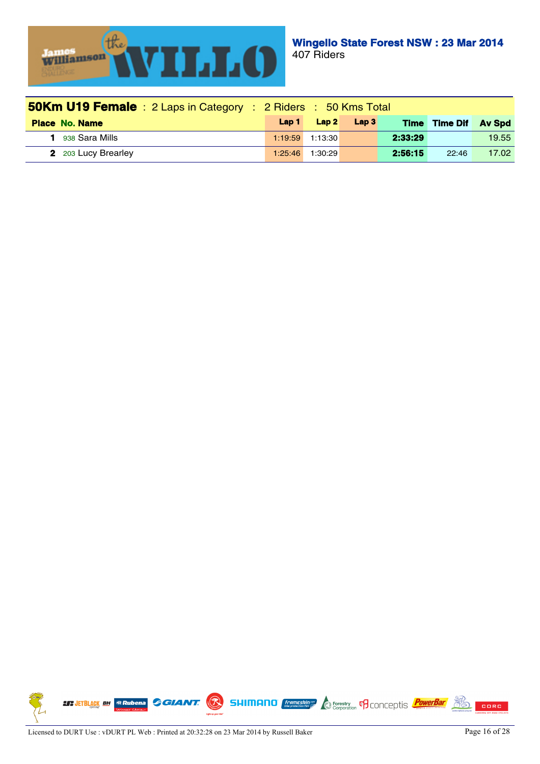**Wingello State Forest NSW : 23 Mar 2014**
407 Riders

## 50Km U19 Female : 2 Laps in Category : 2 Riders : 50 Kms Total

| Place | No. | Name | Lap 1 | Lap 2 | Lap 3 | Time | Time Dif | Av Spd |
|---|---|---|---|---|---|---|---|---|
| 1 | 938 | Sara Mills | 1:19:59 | 1:13:30 | | 2:33:29 | | 19.55 |
| 2 | 203 | Lucy Brearley | 1:25:46 | 1:30:29 | | 2:56:15 | 22:46 | 17.02 |

Licensed to DURT Use : vDURT PL Web : Printed at 20:32:28 on 23 Mar 2014 by Russell Baker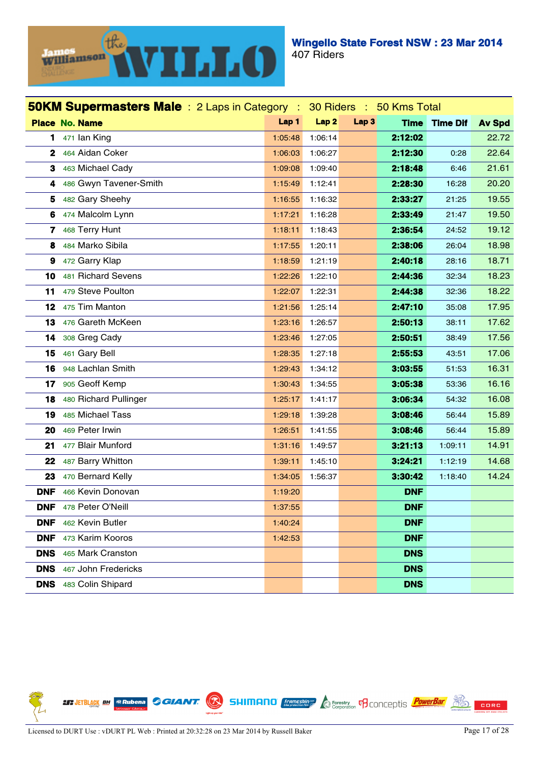**Wingello State Forest NSW : 23 Mar 2014**
407 Riders

## 50KM Supermasters Male : 2 Laps in Category : 30 Riders : 50 Kms Total

| Place | No. | Name | Lap 1 | Lap 2 | Lap 3 | Time | Time Dif | Av Spd |
|---|---|---|---|---|---|---|---|---|
| 1 | 471 | Ian King | 1:05:48 | 1:06:14 | | 2:12:02 | | 22.72 |
| 2 | 464 | Aidan Coker | 1:06:03 | 1:06:27 | | 2:12:30 | 0:28 | 22.64 |
| 3 | 463 | Michael Cady | 1:09:08 | 1:09:40 | | 2:18:48 | 6:46 | 21.61 |
| 4 | 486 | Gwyn Tavener-Smith | 1:15:49 | 1:12:41 | | 2:28:30 | 16:28 | 20.20 |
| 5 | 482 | Gary Sheehy | 1:16:55 | 1:16:32 | | 2:33:27 | 21:25 | 19.55 |
| 6 | 474 | Malcolm Lynn | 1:17:21 | 1:16:28 | | 2:33:49 | 21:47 | 19.50 |
| 7 | 468 | Terry Hunt | 1:18:11 | 1:18:43 | | 2:36:54 | 24:52 | 19.12 |
| 8 | 484 | Marko Sibila | 1:17:55 | 1:20:11 | | 2:38:06 | 26:04 | 18.98 |
| 9 | 472 | Garry Klap | 1:18:59 | 1:21:19 | | 2:40:18 | 28:16 | 18.71 |
| 10 | 481 | Richard Sevens | 1:22:26 | 1:22:10 | | 2:44:36 | 32:34 | 18.23 |
| 11 | 479 | Steve Poulton | 1:22:07 | 1:22:31 | | 2:44:38 | 32:36 | 18.22 |
| 12 | 475 | Tim Manton | 1:21:56 | 1:25:14 | | 2:47:10 | 35:08 | 17.95 |
| 13 | 476 | Gareth McKeen | 1:23:16 | 1:26:57 | | 2:50:13 | 38:11 | 17.62 |
| 14 | 308 | Greg Cady | 1:23:46 | 1:27:05 | | 2:50:51 | 38:49 | 17.56 |
| 15 | 461 | Gary Bell | 1:28:35 | 1:27:18 | | 2:55:53 | 43:51 | 17.06 |
| 16 | 948 | Lachlan Smith | 1:29:43 | 1:34:12 | | 3:03:55 | 51:53 | 16.31 |
| 17 | 905 | Geoff Kemp | 1:30:43 | 1:34:55 | | 3:05:38 | 53:36 | 16.16 |
| 18 | 480 | Richard Pullinger | 1:25:17 | 1:41:17 | | 3:06:34 | 54:32 | 16.08 |
| 19 | 485 | Michael Tass | 1:29:18 | 1:39:28 | | 3:08:46 | 56:44 | 15.89 |
| 20 | 469 | Peter Irwin | 1:26:51 | 1:41:55 | | 3:08:46 | 56:44 | 15.89 |
| 21 | 477 | Blair Munford | 1:31:16 | 1:49:57 | | 3:21:13 | 1:09:11 | 14.91 |
| 22 | 487 | Barry Whitton | 1:39:11 | 1:45:10 | | 3:24:21 | 1:12:19 | 14.68 |
| 23 | 470 | Bernard Kelly | 1:34:05 | 1:56:37 | | 3:30:42 | 1:18:40 | 14.24 |
| DNF | 466 | Kevin Donovan | 1:19:20 | | | DNF | | |
| DNF | 478 | Peter O'Neill | 1:37:55 | | | DNF | | |
| DNF | 462 | Kevin Butler | 1:40:24 | | | DNF | | |
| DNF | 473 | Karim Kooros | 1:42:53 | | | DNF | | |
| DNS | 465 | Mark Cranston | | | | DNS | | |
| DNS | 467 | John Fredericks | | | | DNS | | |
| DNS | 483 | Colin Shipard | | | | DNS | | |

Licensed to DURT Use : vDURT PL Web : Printed at 20:32:28 on 23 Mar 2014 by Russell Baker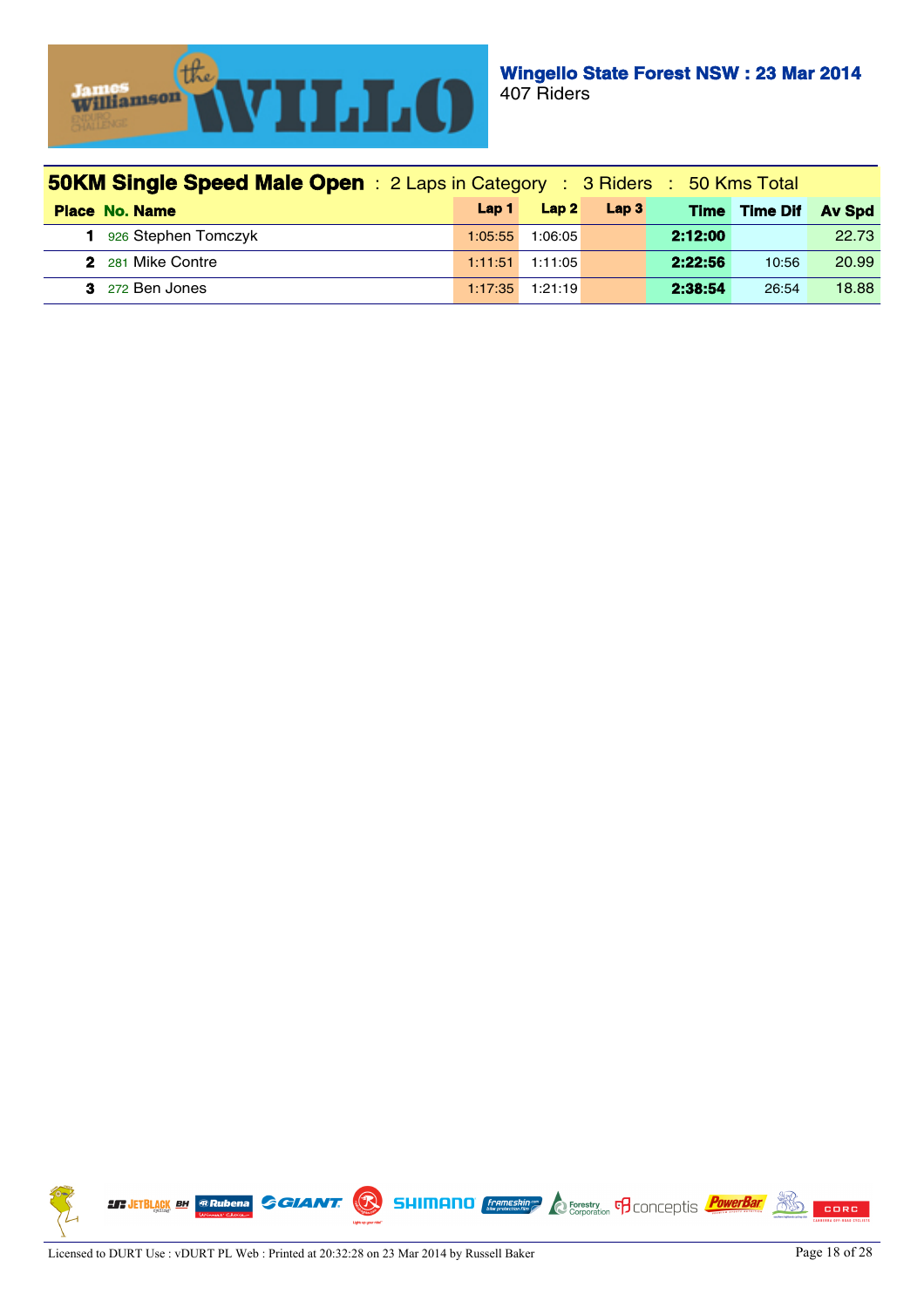**Wingello State Forest NSW : 23 Mar 2014**
407 Riders

## 50KM Single Speed Male Open : 2 Laps in Category : 3 Riders : 50 Kms Total

| Place | No. | Name | Lap 1 | Lap 2 | Lap 3 | Time | Time Dif | Av Spd |
|---|---|---|---|---|---|---|---|---|
| 1 | 926 | Stephen Tomczyk | 1:05:55 | 1:06:05 | | 2:12:00 | | 22.73 |
| 2 | 281 | Mike Contre | 1:11:51 | 1:11:05 | | 2:22:56 | 10:56 | 20.99 |
| 3 | 272 | Ben Jones | 1:17:35 | 1:21:19 | | 2:38:54 | 26:54 | 18.88 |

Licensed to DURT Use : vDURT PL Web : Printed at 20:32:28 on 23 Mar 2014 by Russell Baker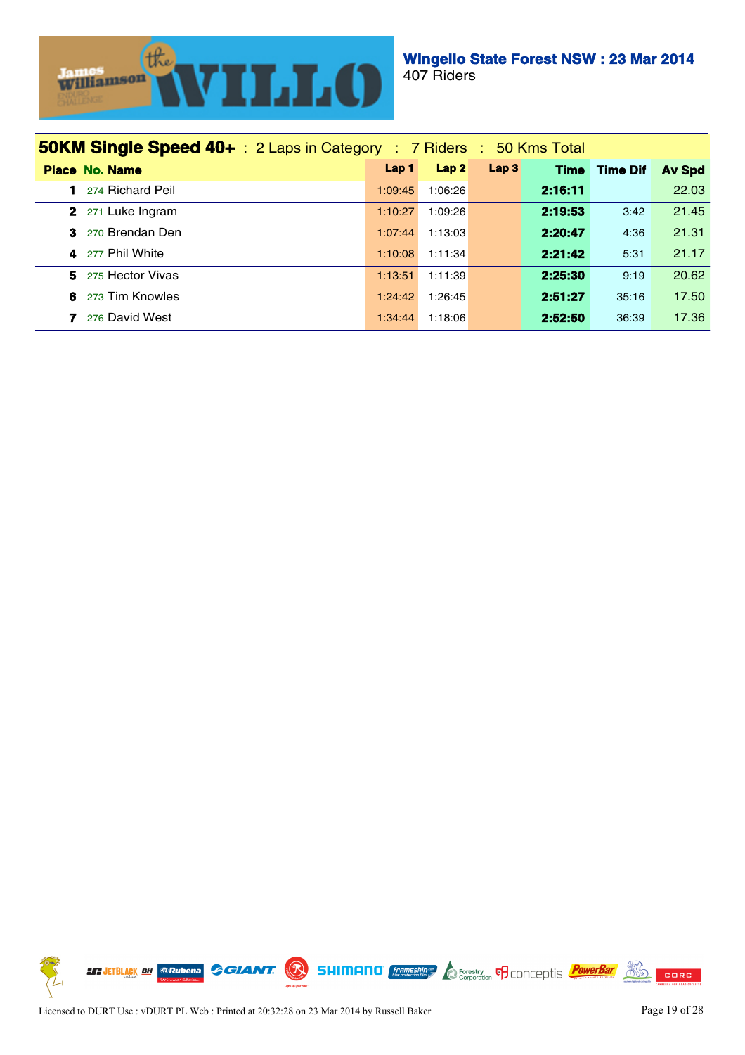**Wingello State Forest NSW : 23 Mar 2014**
407 Riders

## 50KM Single Speed 40+ : 2 Laps in Category : 7 Riders : 50 Kms Total

| Place | No. | Name | Lap 1 | Lap 2 | Lap 3 | Time | Time Dif | Av Spd |
|---|---|---|---|---|---|---|---|---|
| 1 | 274 | Richard Peil | 1:09:45 | 1:06:26 | | 2:16:11 | | 22.03 |
| 2 | 271 | Luke Ingram | 1:10:27 | 1:09:26 | | 2:19:53 | 3:42 | 21.45 |
| 3 | 270 | Brendan Den | 1:07:44 | 1:13:03 | | 2:20:47 | 4:36 | 21.31 |
| 4 | 277 | Phil White | 1:10:08 | 1:11:34 | | 2:21:42 | 5:31 | 21.17 |
| 5 | 275 | Hector Vivas | 1:13:51 | 1:11:39 | | 2:25:30 | 9:19 | 20.62 |
| 6 | 273 | Tim Knowles | 1:24:42 | 1:26:45 | | 2:51:27 | 35:16 | 17.50 |
| 7 | 276 | David West | 1:34:44 | 1:18:06 | | 2:52:50 | 36:39 | 17.36 |

Licensed to DURT Use : vDURT PL Web : Printed at 20:32:28 on 23 Mar 2014 by Russell Baker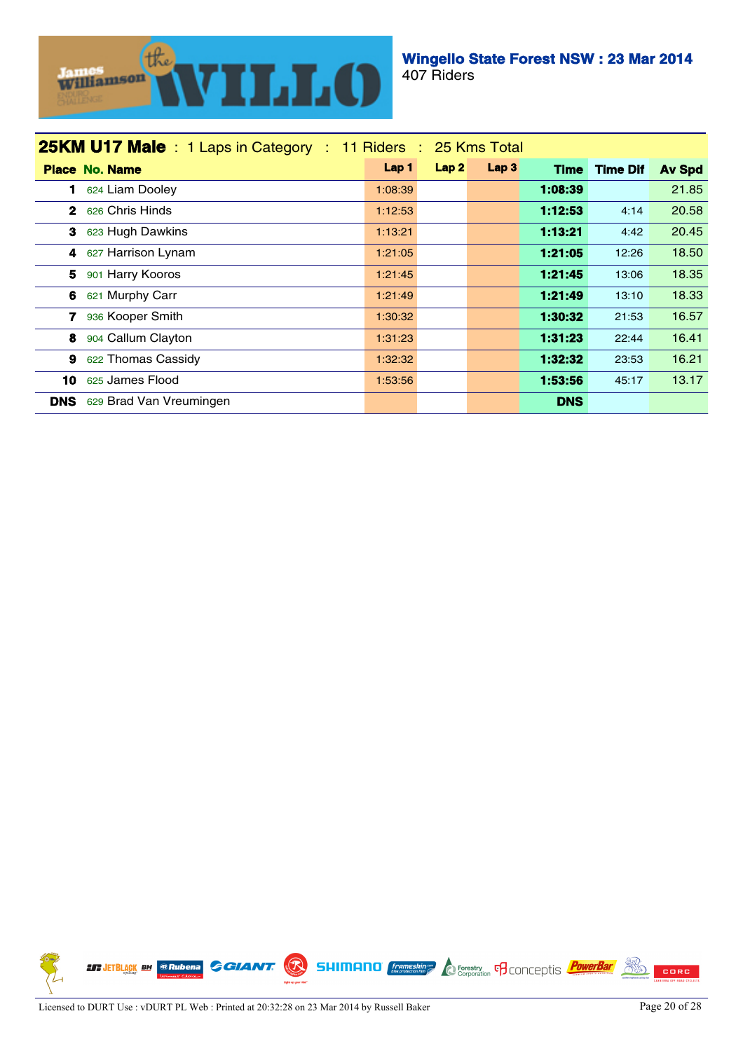**Wingello State Forest NSW : 23 Mar 2014**
407 Riders

## 25KM U17 Male : 1 Laps in Category : 11 Riders : 25 Kms Total

| Place | No. | Name | Lap 1 | Lap 2 | Lap 3 | Time | Time Dif | Av Spd |
|---|---|---|---|---|---|---|---|---|
| 1 | 624 | Liam Dooley | 1:08:39 | | | **1:08:39** | | 21.85 |
| 2 | 626 | Chris Hinds | 1:12:53 | | | **1:12:53** | 4:14 | 20.58 |
| 3 | 623 | Hugh Dawkins | 1:13:21 | | | **1:13:21** | 4:42 | 20.45 |
| 4 | 627 | Harrison Lynam | 1:21:05 | | | **1:21:05** | 12:26 | 18.50 |
| 5 | 901 | Harry Kooros | 1:21:45 | | | **1:21:45** | 13:06 | 18.35 |
| 6 | 621 | Murphy Carr | 1:21:49 | | | **1:21:49** | 13:10 | 18.33 |
| 7 | 936 | Kooper Smith | 1:30:32 | | | **1:30:32** | 21:53 | 16.57 |
| 8 | 904 | Callum Clayton | 1:31:23 | | | **1:31:23** | 22:44 | 16.41 |
| 9 | 622 | Thomas Cassidy | 1:32:32 | | | **1:32:32** | 23:53 | 16.21 |
| 10 | 625 | James Flood | 1:53:56 | | | **1:53:56** | 45:17 | 13.17 |
| DNS | 629 | Brad Van Vreumingen | | | | **DNS** | | |

Licensed to DURT Use : vDURT PL Web : Printed at 20:32:28 on 23 Mar 2014 by Russell Baker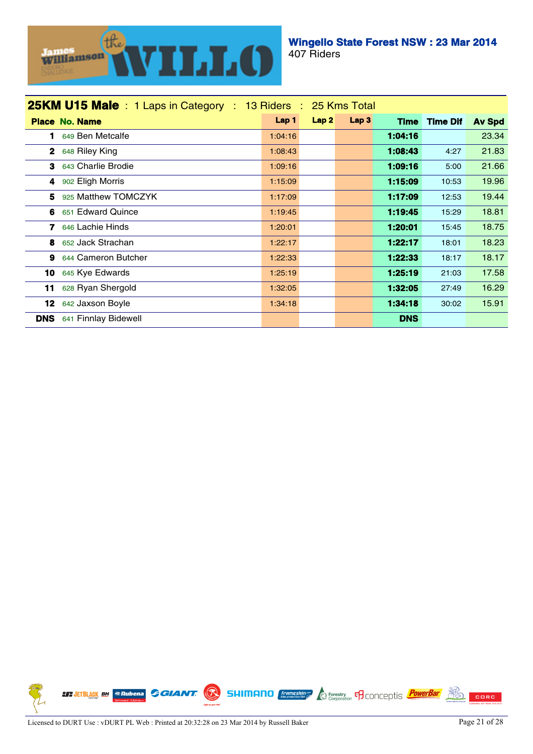**Wingello State Forest NSW : 23 Mar 2014**
407 Riders

## 25KM U15 Male : 1 Laps in Category : 13 Riders : 25 Kms Total

| Place | No. | Name | Lap 1 | Lap 2 | Lap 3 | Time | Time Dif | Av Spd |
|---|---|---|---|---|---|---|---|---|
| 1 | 649 | Ben Metcalfe | 1:04:16 | | | 1:04:16 | | 23.34 |
| 2 | 648 | Riley King | 1:08:43 | | | 1:08:43 | 4:27 | 21.83 |
| 3 | 643 | Charlie Brodie | 1:09:16 | | | 1:09:16 | 5:00 | 21.66 |
| 4 | 902 | Eligh Morris | 1:15:09 | | | 1:15:09 | 10:53 | 19.96 |
| 5 | 925 | Matthew TOMCZYK | 1:17:09 | | | 1:17:09 | 12:53 | 19.44 |
| 6 | 651 | Edward Quince | 1:19:45 | | | 1:19:45 | 15:29 | 18.81 |
| 7 | 646 | Lachie Hinds | 1:20:01 | | | 1:20:01 | 15:45 | 18.75 |
| 8 | 652 | Jack Strachan | 1:22:17 | | | 1:22:17 | 18:01 | 18.23 |
| 9 | 644 | Cameron Butcher | 1:22:33 | | | 1:22:33 | 18:17 | 18.17 |
| 10 | 645 | Kye Edwards | 1:25:19 | | | 1:25:19 | 21:03 | 17.58 |
| 11 | 628 | Ryan Shergold | 1:32:05 | | | 1:32:05 | 27:49 | 16.29 |
| 12 | 642 | Jaxson Boyle | 1:34:18 | | | 1:34:18 | 30:02 | 15.91 |
| DNS | 641 | Finnlay Bidewell | | | | DNS | | |

Licensed to DURT Use : vDURT PL Web : Printed at 20:32:28 on 23 Mar 2014 by Russell Baker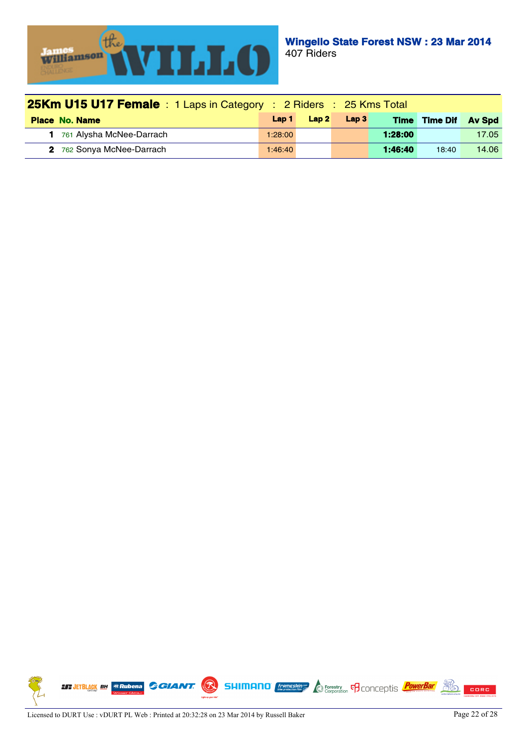**Wingello State Forest NSW : 23 Mar 2014**
407 Riders

## 25Km U15 U17 Female : 1 Laps in Category : 2 Riders : 25 Kms Total

| Place | No. | Name | Lap 1 | Lap 2 | Lap 3 | Time | Time Dif | Av Spd |
|---|---|---|---|---|---|---|---|---|
| 1 | 761 | Alysha McNee-Darrach | 1:28:00 | | | **1:28:00** | | 17.05 |
| 2 | 762 | Sonya McNee-Darrach | 1:46:40 | | | **1:46:40** | 18:40 | 14.06 |

Licensed to DURT Use : vDURT PL Web : Printed at 20:32:28 on 23 Mar 2014 by Russell Baker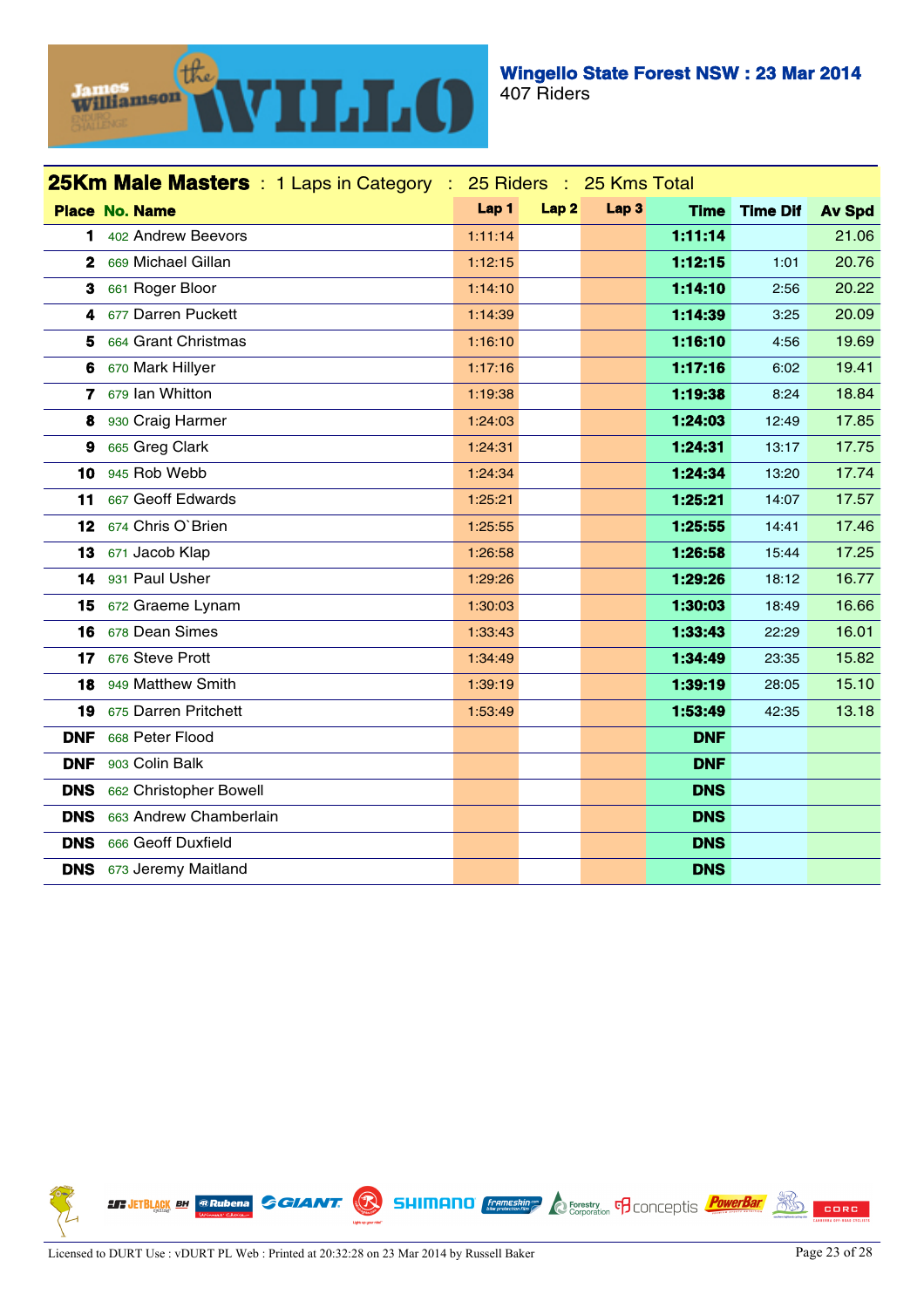## Wingello State Forest NSW : 23 Mar 2014

407 Riders

### 25Km Male Masters : 1 Laps in Category : 25 Riders : 25 Kms Total

| Place | No. | Name | Lap 1 | Lap 2 | Lap 3 | Time | Time Dif | Av Spd |
|---|---|---|---|---|---|---|---|---|
| 1 | 402 | Andrew Beevors | 1:11:14 | | | **1:11:14** | | 21.06 |
| 2 | 669 | Michael Gillan | 1:12:15 | | | **1:12:15** | 1:01 | 20.76 |
| 3 | 661 | Roger Bloor | 1:14:10 | | | **1:14:10** | 2:56 | 20.22 |
| 4 | 677 | Darren Puckett | 1:14:39 | | | **1:14:39** | 3:25 | 20.09 |
| 5 | 664 | Grant Christmas | 1:16:10 | | | **1:16:10** | 4:56 | 19.69 |
| 6 | 670 | Mark Hillyer | 1:17:16 | | | **1:17:16** | 6:02 | 19.41 |
| 7 | 679 | Ian Whitton | 1:19:38 | | | **1:19:38** | 8:24 | 18.84 |
| 8 | 930 | Craig Harmer | 1:24:03 | | | **1:24:03** | 12:49 | 17.85 |
| 9 | 665 | Greg Clark | 1:24:31 | | | **1:24:31** | 13:17 | 17.75 |
| 10 | 945 | Rob Webb | 1:24:34 | | | **1:24:34** | 13:20 | 17.74 |
| 11 | 667 | Geoff Edwards | 1:25:21 | | | **1:25:21** | 14:07 | 17.57 |
| 12 | 674 | Chris O`Brien | 1:25:55 | | | **1:25:55** | 14:41 | 17.46 |
| 13 | 671 | Jacob Klap | 1:26:58 | | | **1:26:58** | 15:44 | 17.25 |
| 14 | 931 | Paul Usher | 1:29:26 | | | **1:29:26** | 18:12 | 16.77 |
| 15 | 672 | Graeme Lynam | 1:30:03 | | | **1:30:03** | 18:49 | 16.66 |
| 16 | 678 | Dean Simes | 1:33:43 | | | **1:33:43** | 22:29 | 16.01 |
| 17 | 676 | Steve Prott | 1:34:49 | | | **1:34:49** | 23:35 | 15.82 |
| 18 | 949 | Matthew Smith | 1:39:19 | | | **1:39:19** | 28:05 | 15.10 |
| 19 | 675 | Darren Pritchett | 1:53:49 | | | **1:53:49** | 42:35 | 13.18 |
| DNF | 668 | Peter Flood | | | | **DNF** | | |
| DNF | 903 | Colin Balk | | | | **DNF** | | |
| DNS | 662 | Christopher Bowell | | | | **DNS** | | |
| DNS | 663 | Andrew Chamberlain | | | | **DNS** | | |
| DNS | 666 | Geoff Duxfield | | | | **DNS** | | |
| DNS | 673 | Jeremy Maitland | | | | **DNS** | | |

Licensed to DURT Use : vDURT PL Web : Printed at 20:32:28 on 23 Mar 2014 by Russell Baker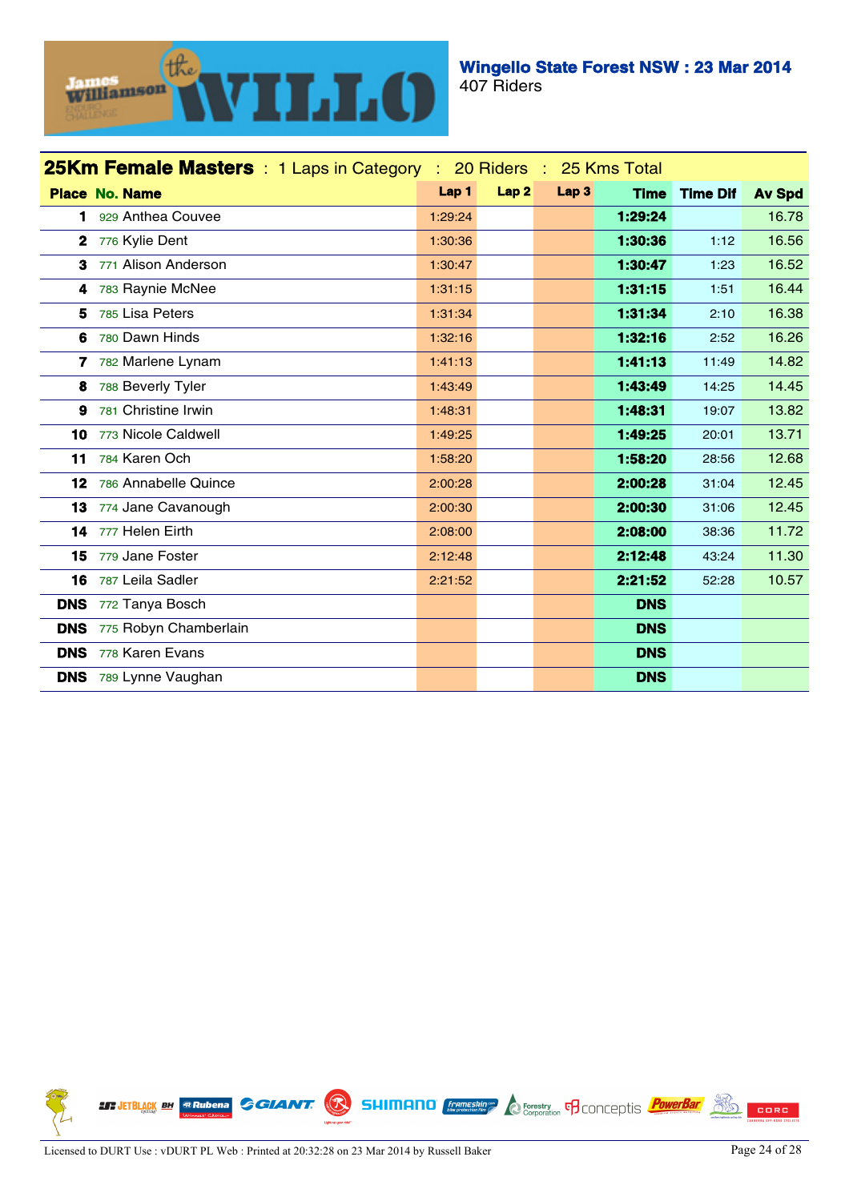**Wingello State Forest NSW : 23 Mar 2014**
407 Riders

## 25Km Female Masters : 1 Laps in Category : 20 Riders : 25 Kms Total

| Place | No. | Name | Lap 1 | Lap 2 | Lap 3 | Time | Time Dif | Av Spd |
|---|---|---|---|---|---|---|---|---|
| 1 | 929 | Anthea Couvee | 1:29:24 | | | **1:29:24** | | 16.78 |
| 2 | 776 | Kylie Dent | 1:30:36 | | | **1:30:36** | 1:12 | 16.56 |
| 3 | 771 | Alison Anderson | 1:30:47 | | | **1:30:47** | 1:23 | 16.52 |
| 4 | 783 | Raynie McNee | 1:31:15 | | | **1:31:15** | 1:51 | 16.44 |
| 5 | 785 | Lisa Peters | 1:31:34 | | | **1:31:34** | 2:10 | 16.38 |
| 6 | 780 | Dawn Hinds | 1:32:16 | | | **1:32:16** | 2:52 | 16.26 |
| 7 | 782 | Marlene Lynam | 1:41:13 | | | **1:41:13** | 11:49 | 14.82 |
| 8 | 788 | Beverly Tyler | 1:43:49 | | | **1:43:49** | 14:25 | 14.45 |
| 9 | 781 | Christine Irwin | 1:48:31 | | | **1:48:31** | 19:07 | 13.82 |
| 10 | 773 | Nicole Caldwell | 1:49:25 | | | **1:49:25** | 20:01 | 13.71 |
| 11 | 784 | Karen Och | 1:58:20 | | | **1:58:20** | 28:56 | 12.68 |
| 12 | 786 | Annabelle Quince | 2:00:28 | | | **2:00:28** | 31:04 | 12.45 |
| 13 | 774 | Jane Cavanough | 2:00:30 | | | **2:00:30** | 31:06 | 12.45 |
| 14 | 777 | Helen Eirth | 2:08:00 | | | **2:08:00** | 38:36 | 11.72 |
| 15 | 779 | Jane Foster | 2:12:48 | | | **2:12:48** | 43:24 | 11.30 |
| 16 | 787 | Leila Sadler | 2:21:52 | | | **2:21:52** | 52:28 | 10.57 |
| DNS | 772 | Tanya Bosch | | | | **DNS** | | |
| DNS | 775 | Robyn Chamberlain | | | | **DNS** | | |
| DNS | 778 | Karen Evans | | | | **DNS** | | |
| DNS | 789 | Lynne Vaughan | | | | **DNS** | | |

Licensed to DURT Use : vDURT PL Web : Printed at 20:32:28 on 23 Mar 2014 by Russell Baker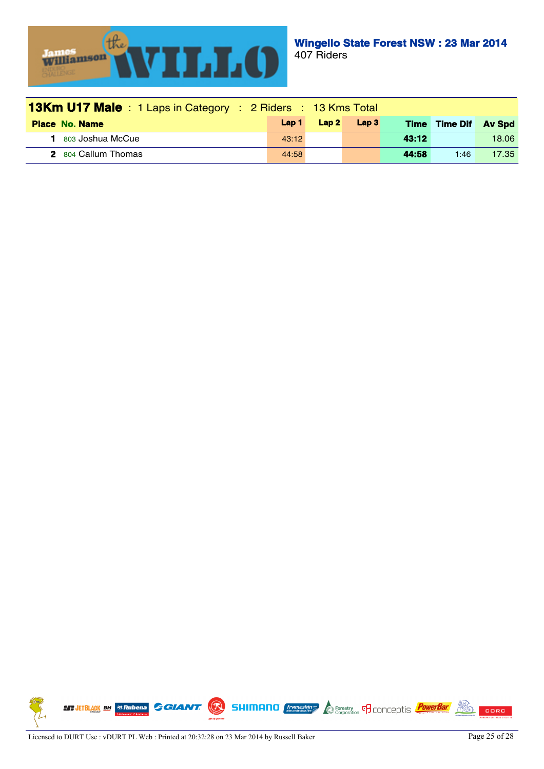**Wingello State Forest NSW : 23 Mar 2014**
407 Riders

## 13Km U17 Male : 1 Laps in Category : 2 Riders : 13 Kms Total

| Place | No. | Name | Lap 1 | Lap 2 | Lap 3 | Time | Time Dif | Av Spd |
|---|---|---|---|---|---|---|---|---|
| 1 | 803 | Joshua McCue | 43:12 | | | **43:12** | | 18.06 |
| 2 | 804 | Callum Thomas | 44:58 | | | **44:58** | 1:46 | 17.35 |

Licensed to DURT Use : vDURT PL Web : Printed at 20:32:28 on 23 Mar 2014 by Russell Baker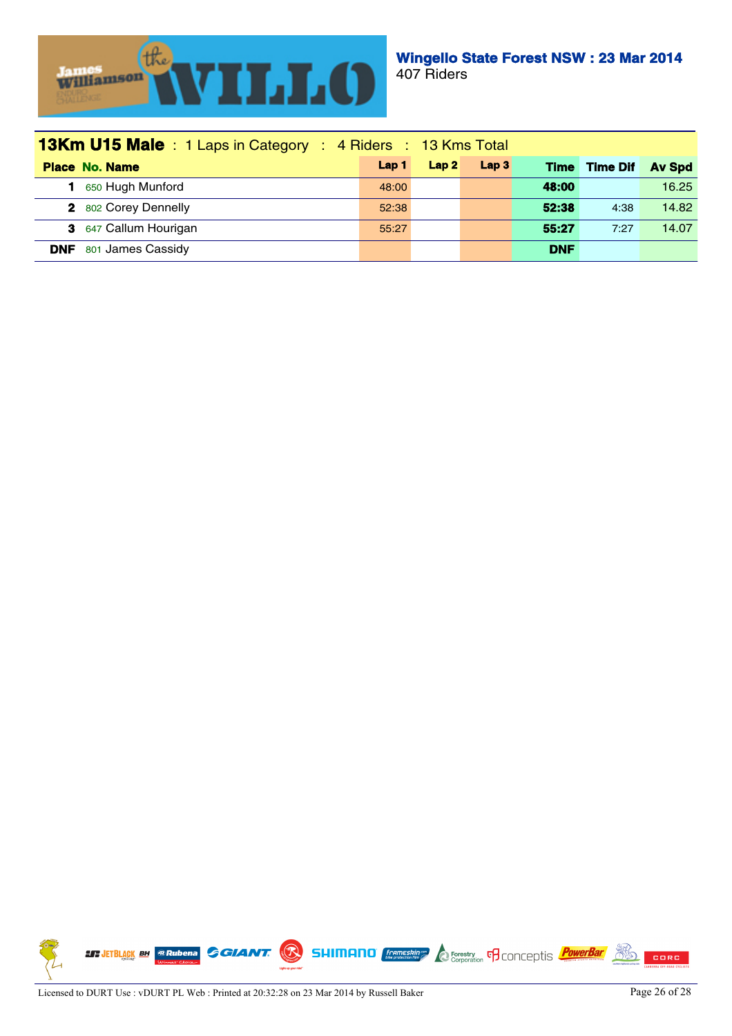**Wingello State Forest NSW : 23 Mar 2014**
407 Riders

## 13Km U15 Male : 1 Laps in Category : 4 Riders : 13 Kms Total

| Place | No. | Name | Lap 1 | Lap 2 | Lap 3 | Time | Time Dif | Av Spd |
|---|---|---|---|---|---|---|---|---|
| 1 | 650 | Hugh Munford | 48:00 | | | **48:00** | | 16.25 |
| 2 | 802 | Corey Dennelly | 52:38 | | | **52:38** | 4:38 | 14.82 |
| 3 | 647 | Callum Hourigan | 55:27 | | | **55:27** | 7:27 | 14.07 |
| DNF | 801 | James Cassidy | | | | **DNF** | | |

Licensed to DURT Use : vDURT PL Web : Printed at 20:32:28 on 23 Mar 2014 by Russell Baker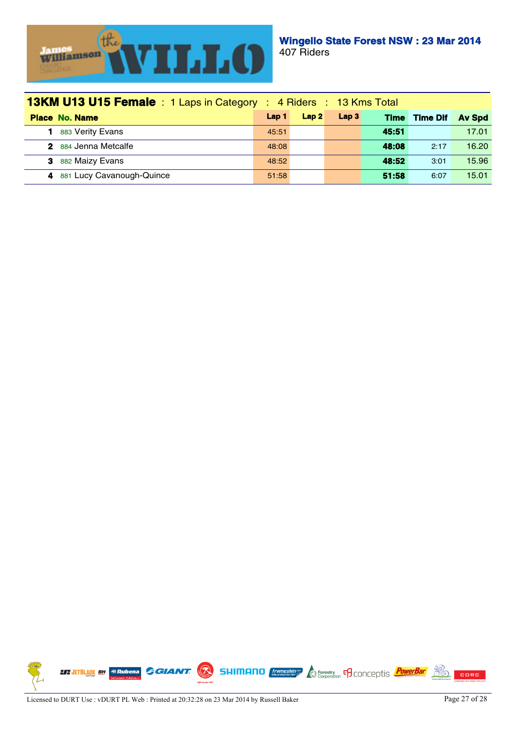**Wingello State Forest NSW : 23 Mar 2014**
407 Riders

## 13KM U13 U15 Female : 1 Laps in Category : 4 Riders : 13 Kms Total

| Place | No. | Name | Lap 1 | Lap 2 | Lap 3 | Time | Time Dif | Av Spd |
|---|---|---|---|---|---|---|---|---|
| 1 | 883 | Verity Evans | 45:51 | | | **45:51** | | 17.01 |
| 2 | 884 | Jenna Metcalfe | 48:08 | | | **48:08** | 2:17 | 16.20 |
| 3 | 882 | Maizy Evans | 48:52 | | | **48:52** | 3:01 | 15.96 |
| 4 | 881 | Lucy Cavanough-Quince | 51:58 | | | **51:58** | 6:07 | 15.01 |

Licensed to DURT Use : vDURT PL Web : Printed at 20:32:28 on 23 Mar 2014 by Russell Baker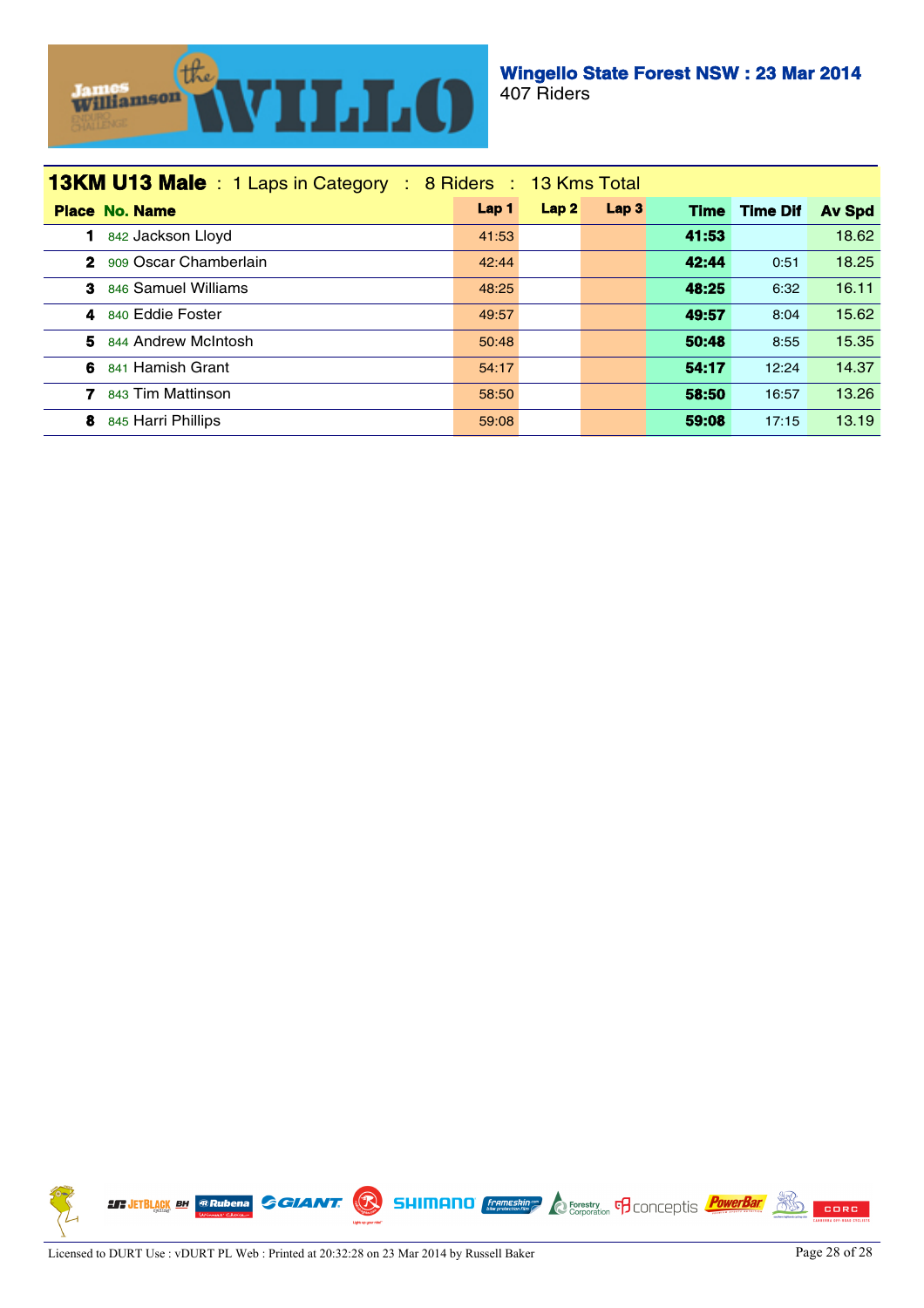**Wingello State Forest NSW : 23 Mar 2014**
407 Riders

## 13KM U13 Male : 1 Laps in Category : 8 Riders : 13 Kms Total

| Place | No. | Name | Lap 1 | Lap 2 | Lap 3 | Time | Time Dif | Av Spd |
|---|---|---|---|---|---|---|---|---|
| 1 | 842 | Jackson Lloyd | 41:53 | | | 41:53 | | 18.62 |
| 2 | 909 | Oscar Chamberlain | 42:44 | | | 42:44 | 0:51 | 18.25 |
| 3 | 846 | Samuel Williams | 48:25 | | | 48:25 | 6:32 | 16.11 |
| 4 | 840 | Eddie Foster | 49:57 | | | 49:57 | 8:04 | 15.62 |
| 5 | 844 | Andrew McIntosh | 50:48 | | | 50:48 | 8:55 | 15.35 |
| 6 | 841 | Hamish Grant | 54:17 | | | 54:17 | 12:24 | 14.37 |
| 7 | 843 | Tim Mattinson | 58:50 | | | 58:50 | 16:57 | 13.26 |
| 8 | 845 | Harri Phillips | 59:08 | | | 59:08 | 17:15 | 13.19 |

Licensed to DURT Use : vDURT PL Web : Printed at 20:32:28 on 23 Mar 2014 by Russell Baker